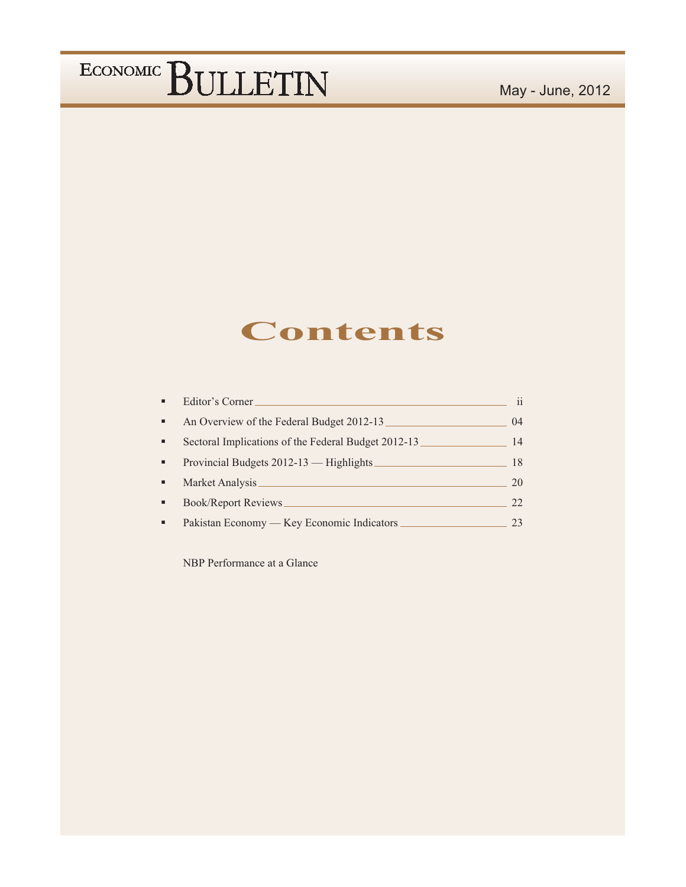# ECONOMIC BULLETIN

May - June, 2012

## Contents

- Editor's Corner ____ ii
- An Overview of the Federal Budget 2012-13 ____ 04
- Sectoral Implications of the Federal Budget 2012-13 ____ 14
- Provincial Budgets 2012-13 — Highlights ____ 18
- Market Analysis ____ 20
- Book/Report Reviews ____ 22
- Pakistan Economy — Key Economic Indicators ____ 23

NBP Performance at a Glance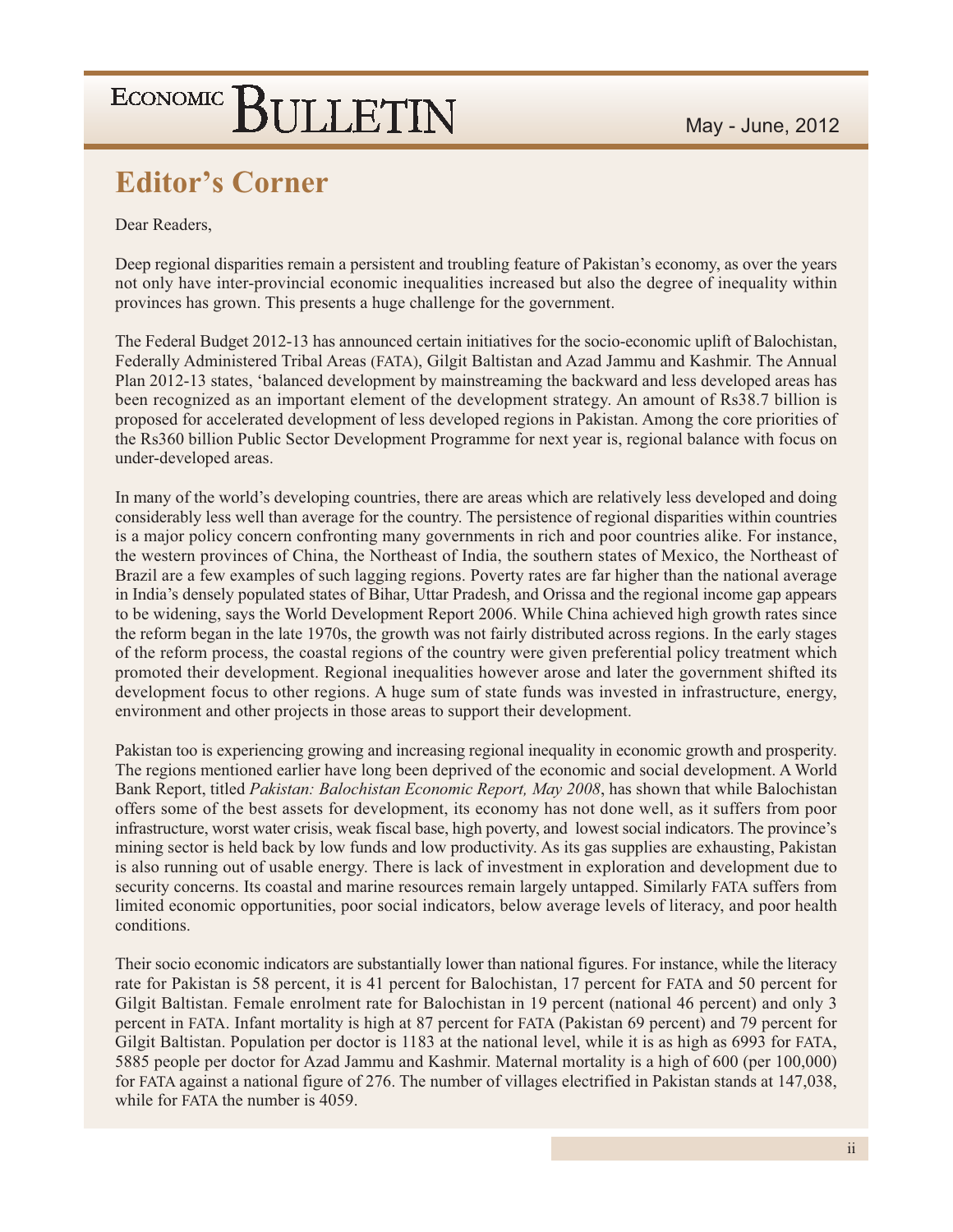# Editor's Corner

Dear Readers,

Deep regional disparities remain a persistent and troubling feature of Pakistan's economy, as over the years not only have inter-provincial economic inequalities increased but also the degree of inequality within provinces has grown. This presents a huge challenge for the government.

The Federal Budget 2012-13 has announced certain initiatives for the socio-economic uplift of Balochistan, Federally Administered Tribal Areas (FATA), Gilgit Baltistan and Azad Jammu and Kashmir. The Annual Plan 2012-13 states, 'balanced development by mainstreaming the backward and less developed areas has been recognized as an important element of the development strategy. An amount of Rs38.7 billion is proposed for accelerated development of less developed regions in Pakistan. Among the core priorities of the Rs360 billion Public Sector Development Programme for next year is, regional balance with focus on under-developed areas.

In many of the world's developing countries, there are areas which are relatively less developed and doing considerably less well than average for the country. The persistence of regional disparities within countries is a major policy concern confronting many governments in rich and poor countries alike. For instance, the western provinces of China, the Northeast of India, the southern states of Mexico, the Northeast of Brazil are a few examples of such lagging regions. Poverty rates are far higher than the national average in India's densely populated states of Bihar, Uttar Pradesh, and Orissa and the regional income gap appears to be widening, says the World Development Report 2006. While China achieved high growth rates since the reform began in the late 1970s, the growth was not fairly distributed across regions. In the early stages of the reform process, the coastal regions of the country were given preferential policy treatment which promoted their development. Regional inequalities however arose and later the government shifted its development focus to other regions. A huge sum of state funds was invested in infrastructure, energy, environment and other projects in those areas to support their development.

Pakistan too is experiencing growing and increasing regional inequality in economic growth and prosperity. The regions mentioned earlier have long been deprived of the economic and social development. A World Bank Report, titled *Pakistan: Balochistan Economic Report, May 2008*, has shown that while Balochistan offers some of the best assets for development, its economy has not done well, as it suffers from poor infrastructure, worst water crisis, weak fiscal base, high poverty, and lowest social indicators. The province's mining sector is held back by low funds and low productivity. As its gas supplies are exhausting, Pakistan is also running out of usable energy. There is lack of investment in exploration and development due to security concerns. Its coastal and marine resources remain largely untapped. Similarly FATA suffers from limited economic opportunities, poor social indicators, below average levels of literacy, and poor health conditions.

Their socio economic indicators are substantially lower than national figures. For instance, while the literacy rate for Pakistan is 58 percent, it is 41 percent for Balochistan, 17 percent for FATA and 50 percent for Gilgit Baltistan. Female enrolment rate for Balochistan in 19 percent (national 46 percent) and only 3 percent in FATA. Infant mortality is high at 87 percent for FATA (Pakistan 69 percent) and 79 percent for Gilgit Baltistan. Population per doctor is 1183 at the national level, while it is as high as 6993 for FATA, 5885 people per doctor for Azad Jammu and Kashmir. Maternal mortality is a high of 600 (per 100,000) for FATA against a national figure of 276. The number of villages electrified in Pakistan stands at 147,038, while for FATA the number is 4059.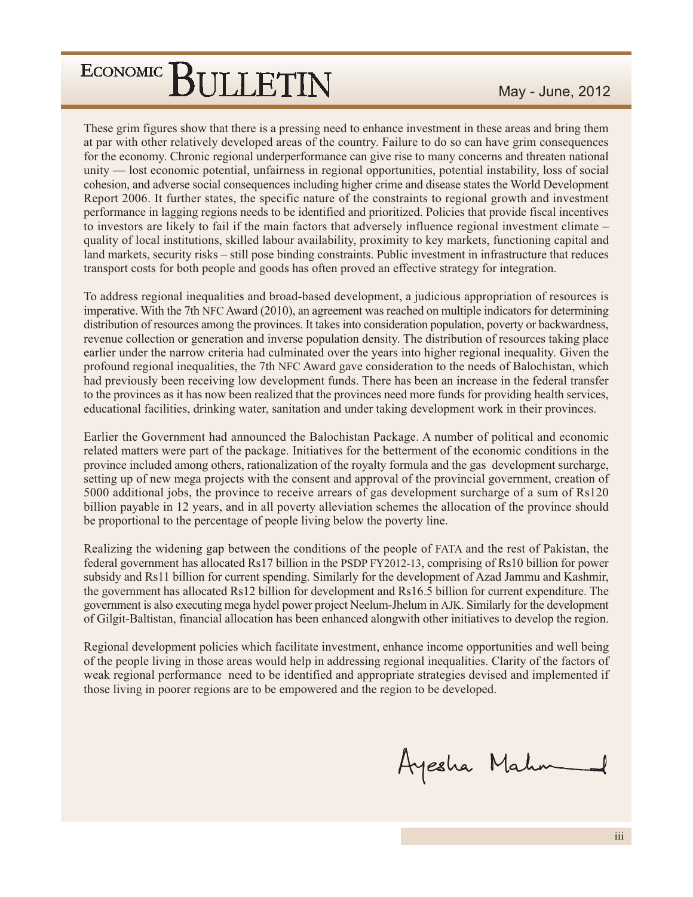These grim figures show that there is a pressing need to enhance investment in these areas and bring them at par with other relatively developed areas of the country. Failure to do so can have grim consequences for the economy. Chronic regional underperformance can give rise to many concerns and threaten national unity — lost economic potential, unfairness in regional opportunities, potential instability, loss of social cohesion, and adverse social consequences including higher crime and disease states the World Development Report 2006. It further states, the specific nature of the constraints to regional growth and investment performance in lagging regions needs to be identified and prioritized. Policies that provide fiscal incentives to investors are likely to fail if the main factors that adversely influence regional investment climate – quality of local institutions, skilled labour availability, proximity to key markets, functioning capital and land markets, security risks – still pose binding constraints. Public investment in infrastructure that reduces transport costs for both people and goods has often proved an effective strategy for integration.

To address regional inequalities and broad-based development, a judicious appropriation of resources is imperative. With the 7th NFC Award (2010), an agreement was reached on multiple indicators for determining distribution of resources among the provinces. It takes into consideration population, poverty or backwardness, revenue collection or generation and inverse population density. The distribution of resources taking place earlier under the narrow criteria had culminated over the years into higher regional inequality. Given the profound regional inequalities, the 7th NFC Award gave consideration to the needs of Balochistan, which had previously been receiving low development funds. There has been an increase in the federal transfer to the provinces as it has now been realized that the provinces need more funds for providing health services, educational facilities, drinking water, sanitation and under taking development work in their provinces.

Earlier the Government had announced the Balochistan Package. A number of political and economic related matters were part of the package. Initiatives for the betterment of the economic conditions in the province included among others, rationalization of the royalty formula and the gas development surcharge, setting up of new mega projects with the consent and approval of the provincial government, creation of 5000 additional jobs, the province to receive arrears of gas development surcharge of a sum of Rs120 billion payable in 12 years, and in all poverty alleviation schemes the allocation of the province should be proportional to the percentage of people living below the poverty line.

Realizing the widening gap between the conditions of the people of FATA and the rest of Pakistan, the federal government has allocated Rs17 billion in the PSDP FY2012-13, comprising of Rs10 billion for power subsidy and Rs11 billion for current spending. Similarly for the development of Azad Jammu and Kashmir, the government has allocated Rs12 billion for development and Rs16.5 billion for current expenditure. The government is also executing mega hydel power project Neelum-Jhelum in AJK. Similarly for the development of Gilgit-Baltistan, financial allocation has been enhanced alongwith other initiatives to develop the region.

Regional development policies which facilitate investment, enhance income opportunities and well being of the people living in those areas would help in addressing regional inequalities. Clarity of the factors of weak regional performance need to be identified and appropriate strategies devised and implemented if those living in poorer regions are to be empowered and the region to be developed.

Ayesha Mahmud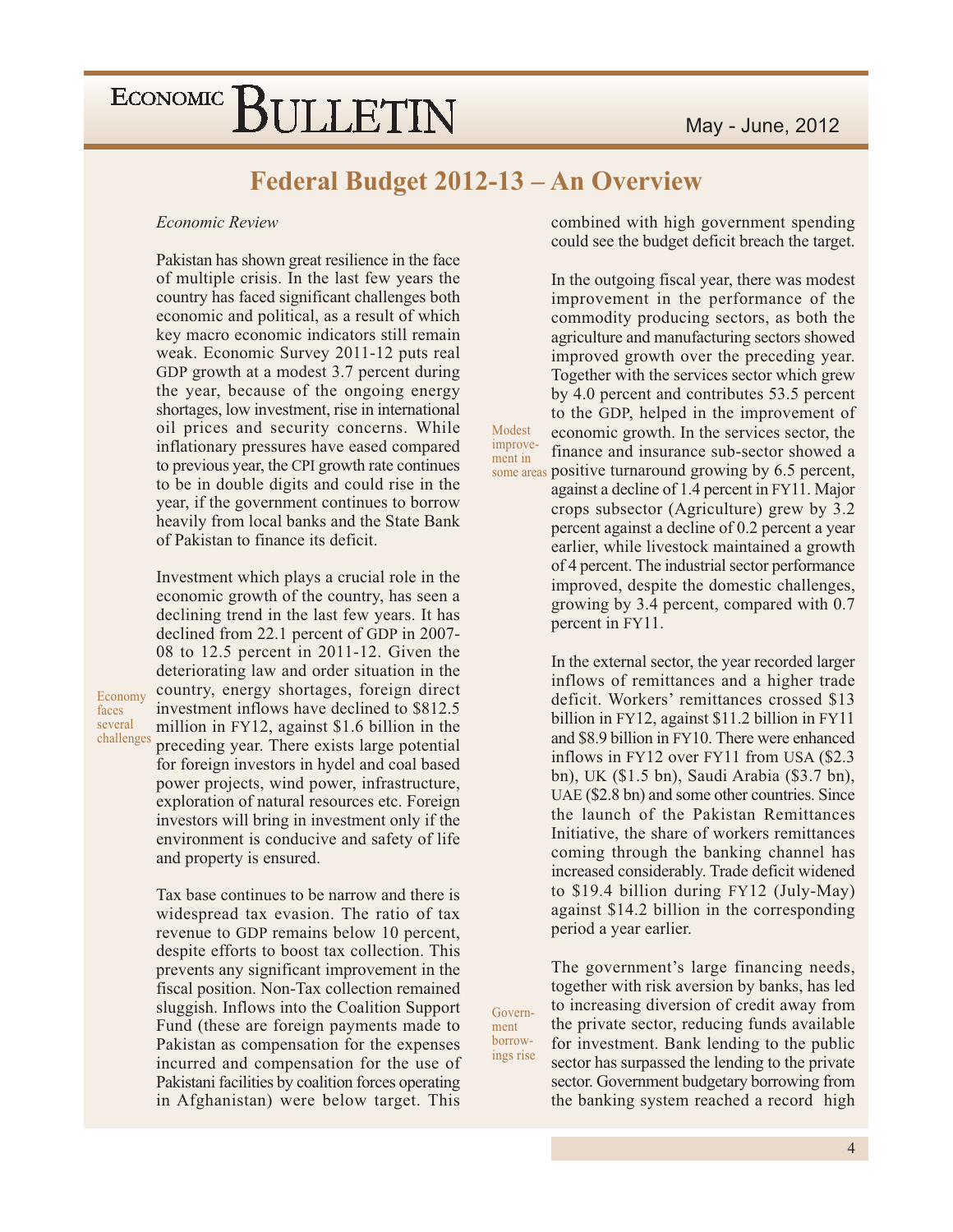# Federal Budget 2012-13 – An Overview

*Economic Review*

Pakistan has shown great resilience in the face of multiple crisis. In the last few years the country has faced significant challenges both economic and political, as a result of which key macro economic indicators still remain weak. Economic Survey 2011-12 puts real GDP growth at a modest 3.7 percent during the year, because of the ongoing energy shortages, low investment, rise in international oil prices and security concerns. While inflationary pressures have eased compared to previous year, the CPI growth rate continues to be in double digits and could rise in the year, if the government continues to borrow heavily from local banks and the State Bank of Pakistan to finance its deficit.

Economy faces several challenges

Investment which plays a crucial role in the economic growth of the country, has seen a declining trend in the last few years. It has declined from 22.1 percent of GDP in 2007-08 to 12.5 percent in 2011-12. Given the deteriorating law and order situation in the country, energy shortages, foreign direct investment inflows have declined to $812.5 million in FY12, against $1.6 billion in the preceding year. There exists large potential for foreign investors in hydel and coal based power projects, wind power, infrastructure, exploration of natural resources etc. Foreign investors will bring in investment only if the environment is conducive and safety of life and property is ensured.

Tax base continues to be narrow and there is widespread tax evasion. The ratio of tax revenue to GDP remains below 10 percent, despite efforts to boost tax collection. This prevents any significant improvement in the fiscal position. Non-Tax collection remained sluggish. Inflows into the Coalition Support Fund (these are foreign payments made to Pakistan as compensation for the expenses incurred and compensation for the use of Pakistani facilities by coalition forces operating in Afghanistan) were below target. This combined with high government spending could see the budget deficit breach the target.

Modest improvement in some areas

In the outgoing fiscal year, there was modest improvement in the performance of the commodity producing sectors, as both the agriculture and manufacturing sectors showed improved growth over the preceding year. Together with the services sector which grew by 4.0 percent and contributes 53.5 percent to the GDP, helped in the improvement of economic growth. In the services sector, the finance and insurance sub-sector showed a positive turnaround growing by 6.5 percent, against a decline of 1.4 percent in FY11. Major crops subsector (Agriculture) grew by 3.2 percent against a decline of 0.2 percent a year earlier, while livestock maintained a growth of 4 percent. The industrial sector performance improved, despite the domestic challenges, growing by 3.4 percent, compared with 0.7 percent in FY11.

In the external sector, the year recorded larger inflows of remittances and a higher trade deficit. Workers' remittances crossed $13 billion in FY12, against $11.2 billion in FY11 and $8.9 billion in FY10. There were enhanced inflows in FY12 over FY11 from USA ($2.3 bn), UK ($1.5 bn), Saudi Arabia ($3.7 bn), UAE ($2.8 bn) and some other countries. Since the launch of the Pakistan Remittances Initiative, the share of workers remittances coming through the banking channel has increased considerably. Trade deficit widened to $19.4 billion during FY12 (July-May) against $14.2 billion in the corresponding period a year earlier.

Government borrowings rise

The government's large financing needs, together with risk aversion by banks, has led to increasing diversion of credit away from the private sector, reducing funds available for investment. Bank lending to the public sector has surpassed the lending to the private sector. Government budgetary borrowing from the banking system reached a record high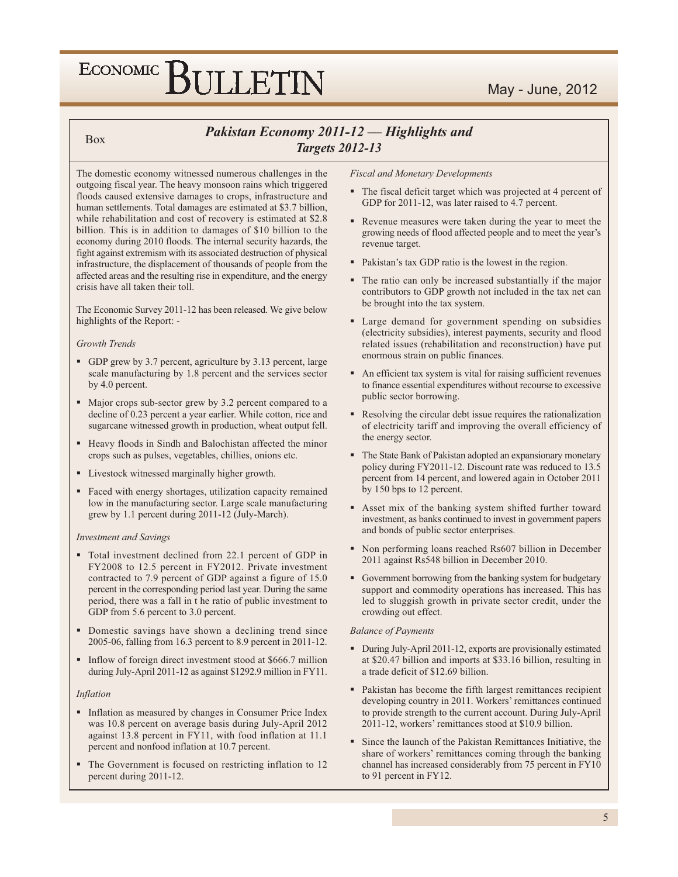Box

## *Pakistan Economy 2011-12 — Highlights and Targets 2012-13*

The domestic economy witnessed numerous challenges in the outgoing fiscal year. The heavy monsoon rains which triggered floods caused extensive damages to crops, infrastructure and human settlements. Total damages are estimated at $3.7 billion, while rehabilitation and cost of recovery is estimated at $2.8 billion. This is in addition to damages of $10 billion to the economy during 2010 floods. The internal security hazards, the fight against extremism with its associated destruction of physical infrastructure, the displacement of thousands of people from the affected areas and the resulting rise in expenditure, and the energy crisis have all taken their toll.

The Economic Survey 2011-12 has been released. We give below highlights of the Report: -

*Growth Trends*

- GDP grew by 3.7 percent, agriculture by 3.13 percent, large scale manufacturing by 1.8 percent and the services sector by 4.0 percent.
- Major crops sub-sector grew by 3.2 percent compared to a decline of 0.23 percent a year earlier. While cotton, rice and sugarcane witnessed growth in production, wheat output fell.
- Heavy floods in Sindh and Balochistan affected the minor crops such as pulses, vegetables, chillies, onions etc.
- Livestock witnessed marginally higher growth.
- Faced with energy shortages, utilization capacity remained low in the manufacturing sector. Large scale manufacturing grew by 1.1 percent during 2011-12 (July-March).

*Investment and Savings*

- Total investment declined from 22.1 percent of GDP in FY2008 to 12.5 percent in FY2012. Private investment contracted to 7.9 percent of GDP against a figure of 15.0 percent in the corresponding period last year. During the same period, there was a fall in t he ratio of public investment to GDP from 5.6 percent to 3.0 percent.
- Domestic savings have shown a declining trend since 2005-06, falling from 16.3 percent to 8.9 percent in 2011-12.
- Inflow of foreign direct investment stood at $666.7 million during July-April 2011-12 as against $1292.9 million in FY11.

*Inflation*

- Inflation as measured by changes in Consumer Price Index was 10.8 percent on average basis during July-April 2012 against 13.8 percent in FY11, with food inflation at 11.1 percent and nonfood inflation at 10.7 percent.
- The Government is focused on restricting inflation to 12 percent during 2011-12.

*Fiscal and Monetary Developments*

- The fiscal deficit target which was projected at 4 percent of GDP for 2011-12, was later raised to 4.7 percent.
- Revenue measures were taken during the year to meet the growing needs of flood affected people and to meet the year's revenue target.
- Pakistan's tax GDP ratio is the lowest in the region.
- The ratio can only be increased substantially if the major contributors to GDP growth not included in the tax net can be brought into the tax system.
- Large demand for government spending on subsidies (electricity subsidies), interest payments, security and flood related issues (rehabilitation and reconstruction) have put enormous strain on public finances.
- An efficient tax system is vital for raising sufficient revenues to finance essential expenditures without recourse to excessive public sector borrowing.
- Resolving the circular debt issue requires the rationalization of electricity tariff and improving the overall efficiency of the energy sector.
- The State Bank of Pakistan adopted an expansionary monetary policy during FY2011-12. Discount rate was reduced to 13.5 percent from 14 percent, and lowered again in October 2011 by 150 bps to 12 percent.
- Asset mix of the banking system shifted further toward investment, as banks continued to invest in government papers and bonds of public sector enterprises.
- Non performing loans reached Rs607 billion in December 2011 against Rs548 billion in December 2010.
- Government borrowing from the banking system for budgetary support and commodity operations has increased. This has led to sluggish growth in private sector credit, under the crowding out effect.

*Balance of Payments*

- During July-April 2011-12, exports are provisionally estimated at $20.47 billion and imports at $33.16 billion, resulting in a trade deficit of $12.69 billion.
- Pakistan has become the fifth largest remittances recipient developing country in 2011. Workers' remittances continued to provide strength to the current account. During July-April 2011-12, workers' remittances stood at $10.9 billion.
- Since the launch of the Pakistan Remittances Initiative, the share of workers' remittances coming through the banking channel has increased considerably from 75 percent in FY10 to 91 percent in FY12.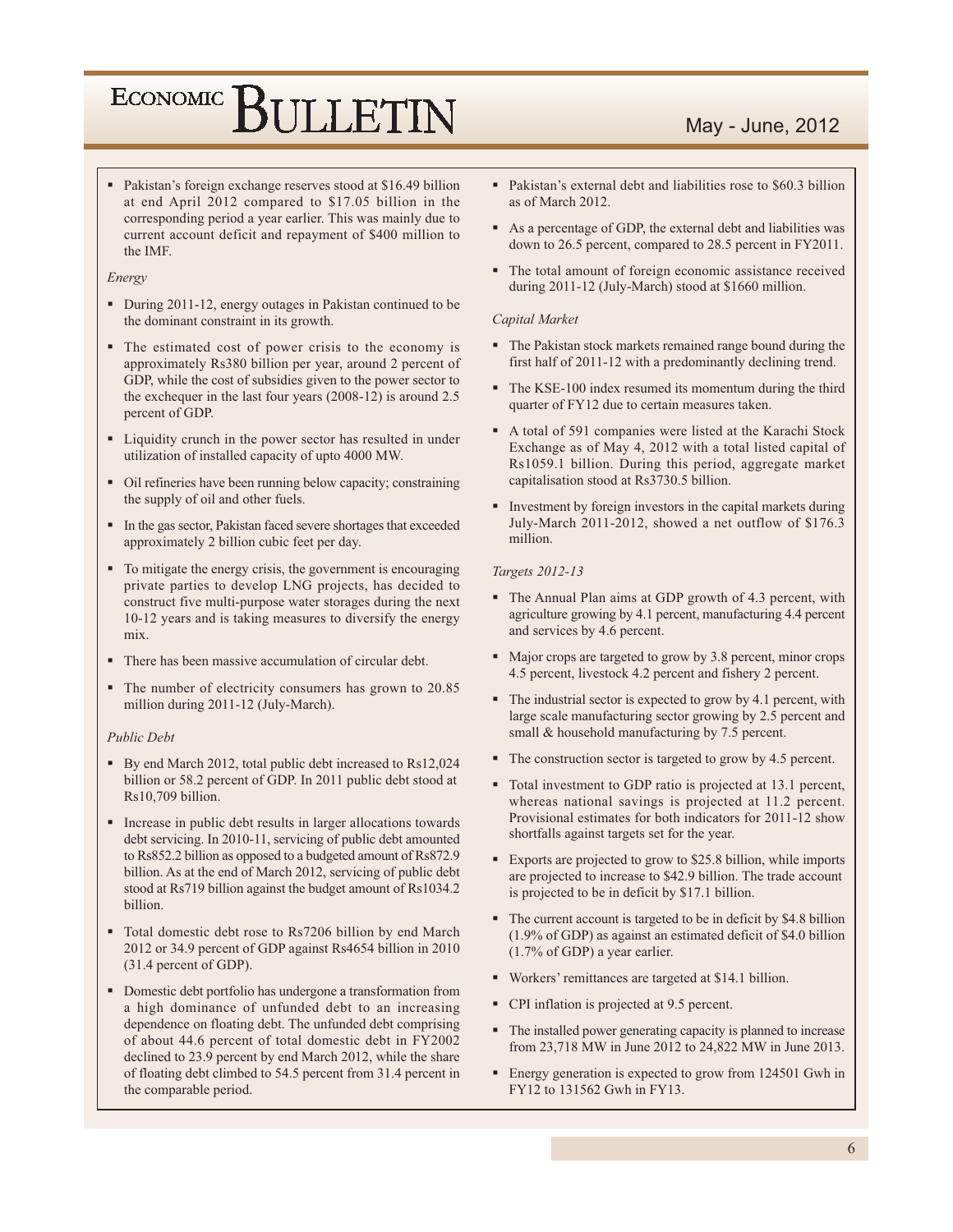- Pakistan's foreign exchange reserves stood at $16.49 billion at end April 2012 compared to $17.05 billion in the corresponding period a year earlier. This was mainly due to current account deficit and repayment of $400 million to the IMF.

*Energy*

- During 2011-12, energy outages in Pakistan continued to be the dominant constraint in its growth.
- The estimated cost of power crisis to the economy is approximately Rs380 billion per year, around 2 percent of GDP, while the cost of subsidies given to the power sector to the exchequer in the last four years (2008-12) is around 2.5 percent of GDP.
- Liquidity crunch in the power sector has resulted in under utilization of installed capacity of upto 4000 MW.
- Oil refineries have been running below capacity; constraining the supply of oil and other fuels.
- In the gas sector, Pakistan faced severe shortages that exceeded approximately 2 billion cubic feet per day.
- To mitigate the energy crisis, the government is encouraging private parties to develop LNG projects, has decided to construct five multi-purpose water storages during the next 10-12 years and is taking measures to diversify the energy mix.
- There has been massive accumulation of circular debt.
- The number of electricity consumers has grown to 20.85 million during 2011-12 (July-March).

*Public Debt*

- By end March 2012, total public debt increased to Rs12,024 billion or 58.2 percent of GDP. In 2011 public debt stood at Rs10,709 billion.
- Increase in public debt results in larger allocations towards debt servicing. In 2010-11, servicing of public debt amounted to Rs852.2 billion as opposed to a budgeted amount of Rs872.9 billion. As at the end of March 2012, servicing of public debt stood at Rs719 billion against the budget amount of Rs1034.2 billion.
- Total domestic debt rose to Rs7206 billion by end March 2012 or 34.9 percent of GDP against Rs4654 billion in 2010 (31.4 percent of GDP).
- Domestic debt portfolio has undergone a transformation from a high dominance of unfunded debt to an increasing dependence on floating debt. The unfunded debt comprising of about 44.6 percent of total domestic debt in FY2002 declined to 23.9 percent by end March 2012, while the share of floating debt climbed to 54.5 percent from 31.4 percent in the comparable period.
- Pakistan's external debt and liabilities rose to $60.3 billion as of March 2012.
- As a percentage of GDP, the external debt and liabilities was down to 26.5 percent, compared to 28.5 percent in FY2011.
- The total amount of foreign economic assistance received during 2011-12 (July-March) stood at $1660 million.

*Capital Market*

- The Pakistan stock markets remained range bound during the first half of 2011-12 with a predominantly declining trend.
- The KSE-100 index resumed its momentum during the third quarter of FY12 due to certain measures taken.
- A total of 591 companies were listed at the Karachi Stock Exchange as of May 4, 2012 with a total listed capital of Rs1059.1 billion. During this period, aggregate market capitalisation stood at Rs3730.5 billion.
- Investment by foreign investors in the capital markets during July-March 2011-2012, showed a net outflow of $176.3 million.

*Targets 2012-13*

- The Annual Plan aims at GDP growth of 4.3 percent, with agriculture growing by 4.1 percent, manufacturing 4.4 percent and services by 4.6 percent.
- Major crops are targeted to grow by 3.8 percent, minor crops 4.5 percent, livestock 4.2 percent and fishery 2 percent.
- The industrial sector is expected to grow by 4.1 percent, with large scale manufacturing sector growing by 2.5 percent and small & household manufacturing by 7.5 percent.
- The construction sector is targeted to grow by 4.5 percent.
- Total investment to GDP ratio is projected at 13.1 percent, whereas national savings is projected at 11.2 percent. Provisional estimates for both indicators for 2011-12 show shortfalls against targets set for the year.
- Exports are projected to grow to $25.8 billion, while imports are projected to increase to $42.9 billion. The trade account is projected to be in deficit by $17.1 billion.
- The current account is targeted to be in deficit by $4.8 billion (1.9% of GDP) as against an estimated deficit of $4.0 billion (1.7% of GDP) a year earlier.
- Workers' remittances are targeted at $14.1 billion.
- CPI inflation is projected at 9.5 percent.
- The installed power generating capacity is planned to increase from 23,718 MW in June 2012 to 24,822 MW in June 2013.
- Energy generation is expected to grow from 124501 Gwh in FY12 to 131562 Gwh in FY13.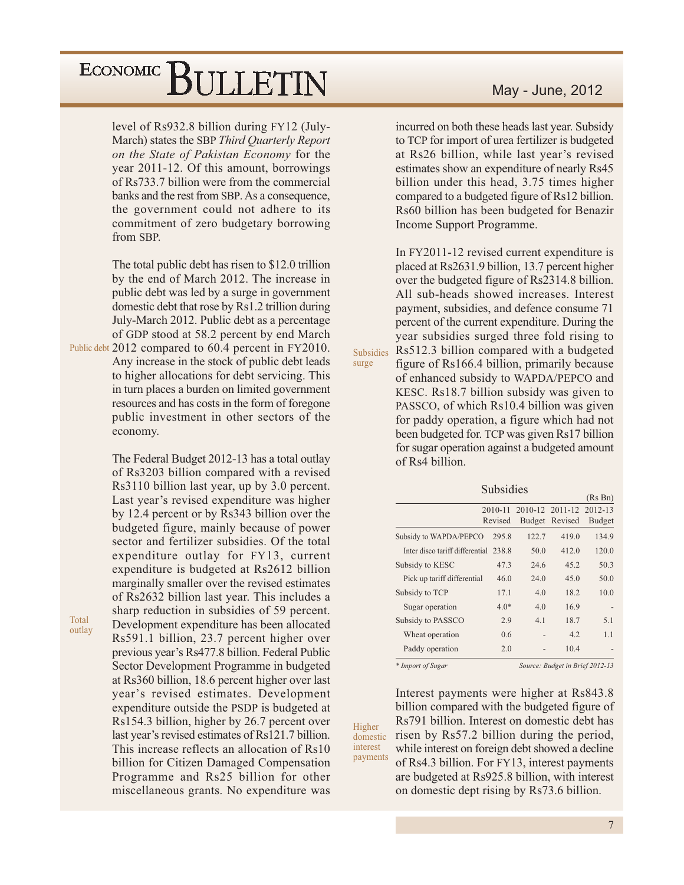level of Rs932.8 billion during FY12 (July-March) states the SBP *Third Quarterly Report on the State of Pakistan Economy* for the year 2011-12. Of this amount, borrowings of Rs733.7 billion were from the commercial banks and the rest from SBP. As a consequence, the government could not adhere to its commitment of zero budgetary borrowing from SBP.

Public debt

The total public debt has risen to $12.0 trillion by the end of March 2012. The increase in public debt was led by a surge in government domestic debt that rose by Rs1.2 trillion during July-March 2012. Public debt as a percentage of GDP stood at 58.2 percent by end March 2012 compared to 60.4 percent in FY2010. Any increase in the stock of public debt leads to higher allocations for debt servicing. This in turn places a burden on limited government resources and has costs in the form of foregone public investment in other sectors of the economy.

Total outlay

The Federal Budget 2012-13 has a total outlay of Rs3203 billion compared with a revised Rs3110 billion last year, up by 3.0 percent. Last year's revised expenditure was higher by 12.4 percent or by Rs343 billion over the budgeted figure, mainly because of power sector and fertilizer subsidies. Of the total expenditure outlay for FY13, current expenditure is budgeted at Rs2612 billion marginally smaller over the revised estimates of Rs2632 billion last year. This includes a sharp reduction in subsidies of 59 percent. Development expenditure has been allocated Rs591.1 billion, 23.7 percent higher over previous year's Rs477.8 billion. Federal Public Sector Development Programme in budgeted at Rs360 billion, 18.6 percent higher over last year's revised estimates. Development expenditure outside the PSDP is budgeted at Rs154.3 billion, higher by 26.7 percent over last year's revised estimates of Rs121.7 billion. This increase reflects an allocation of Rs10 billion for Citizen Damaged Compensation Programme and Rs25 billion for other miscellaneous grants. No expenditure was incurred on both these heads last year. Subsidy to TCP for import of urea fertilizer is budgeted at Rs26 billion, while last year's revised estimates show an expenditure of nearly Rs45 billion under this head, 3.75 times higher compared to a budgeted figure of Rs12 billion. Rs60 billion has been budgeted for Benazir Income Support Programme.

Subsidies surge

In FY2011-12 revised current expenditure is placed at Rs2631.9 billion, 13.7 percent higher over the budgeted figure of Rs2314.8 billion. All sub-heads showed increases. Interest payment, subsidies, and defence consume 71 percent of the current expenditure. During the year subsidies surged three fold rising to Rs512.3 billion compared with a budgeted figure of Rs166.4 billion, primarily because of enhanced subsidy to WAPDA/PEPCO and KESC. Rs18.7 billion subsidy was given to PASSCO, of which Rs10.4 billion was given for paddy operation, a figure which had not been budgeted for. TCP was given Rs17 billion for sugar operation against a budgeted amount of Rs4 billion.

**Subsidies**

(Rs Bn)

| | 2010-11 Revised | 2010-12 Budget | 2011-12 Revised | 2012-13 Budget |
|---|---|---|---|---|
| Subsidy to WAPDA/PEPCO | 295.8 | 122.7 | 419.0 | 134.9 |
| Inter disco tariff differential | 238.8 | 50.0 | 412.0 | 120.0 |
| Subsidy to KESC | 47.3 | 24.6 | 45.2 | 50.3 |
| Pick up tariff differential | 46.0 | 24.0 | 45.0 | 50.0 |
| Subsidy to TCP | 17.1 | 4.0 | 18.2 | 10.0 |
| Sugar operation | 4.0* | 4.0 | 16.9 | - |
| Subsidy to PASSCO | 2.9 | 4.1 | 18.7 | 5.1 |
| Wheat operation | 0.6 | - | 4.2 | 1.1 |
| Paddy operation | 2.0 | - | 10.4 | - |

\* *Import of Sugar* — *Source: Budget in Brief 2012-13*

Higher domestic interest payments

Interest payments were higher at Rs843.8 billion compared with the budgeted figure of Rs791 billion. Interest on domestic debt has risen by Rs57.2 billion during the period, while interest on foreign debt showed a decline of Rs4.3 billion. For FY13, interest payments are budgeted at Rs925.8 billion, with interest on domestic dept rising by Rs73.6 billion.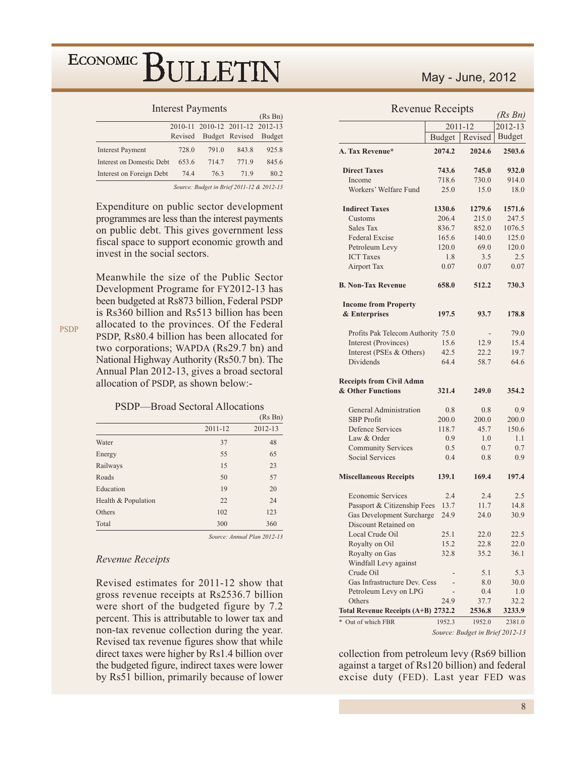### Interest Payments

(Rs Bn)

| | 2010-11 Revised | 2010-12 Budget | 2011-12 Revised | 2012-13 Budget |
|---|---|---|---|---|
| Interest Payment | 728.0 | 791.0 | 843.8 | 925.8 |
| Interest on Domestic Debt | 653.6 | 714.7 | 771.9 | 845.6 |
| Interest on Foreign Debt | 74.4 | 76.3 | 71.9 | 80.2 |

*Source: Budget in Brief 2011-12 & 2012-13*

Expenditure on public sector development programmes are less than the interest payments on public debt. This gives government less fiscal space to support economic growth and invest in the social sectors.

PSDP

Meanwhile the size of the Public Sector Development Programe for FY2012-13 has been budgeted at Rs873 billion, Federal PSDP is Rs360 billion and Rs513 billion has been allocated to the provinces. Of the Federal PSDP, Rs80.4 billion has been allocated for two corporations; WAPDA (Rs29.7 bn) and National Highway Authority (Rs50.7 bn). The Annual Plan 2012-13, gives a broad sectoral allocation of PSDP, as shown below:-

### PSDP—Broad Sectoral Allocations

(Rs Bn)

| | 2011-12 | 2012-13 |
|---|---|---|
| Water | 37 | 48 |
| Energy | 55 | 65 |
| Railways | 15 | 23 |
| Roads | 50 | 57 |
| Education | 19 | 20 |
| Health & Population | 22 | 24 |
| Others | 102 | 123 |
| Total | 300 | 360 |

*Source: Annual Plan 2012-13*

### *Revenue Receipts*

Revised estimates for 2011-12 show that gross revenue receipts at Rs2536.7 billion were short of the budgeted figure by 7.2 percent. This is attributable to lower tax and non-tax revenue collection during the year. Revised tax revenue figures show that while direct taxes were higher by Rs1.4 billion over the budgeted figure, indirect taxes were lower by Rs51 billion, primarily because of lower collection from petroleum levy (Rs69 billion against a target of Rs120 billion) and federal excise duty (FED). Last year FED was

### Revenue Receipts

*(Rs Bn)*

| | 2011-12 | | 2012-13 |
|---|---|---|---|
| | Budget | Revised | Budget |
| **A. Tax Revenue*** | **2074.2** | **2024.6** | **2503.6** |
| **Direct Taxes** | **743.6** | **745.0** | **932.0** |
| Income | 718.6 | 730.0 | 914.0 |
| Workers' Welfare Fund | 25.0 | 15.0 | 18.0 |
| **Indirect Taxes** | **1330.6** | **1279.6** | **1571.6** |
| Customs | 206.4 | 215.0 | 247.5 |
| Sales Tax | 836.7 | 852.0 | 1076.5 |
| Federal Excise | 165.6 | 140.0 | 125.0 |
| Petroleum Levy | 120.0 | 69.0 | 120.0 |
| ICT Taxes | 1.8 | 3.5 | 2.5 |
| Airport Tax | 0.07 | 0.07 | 0.07 |
| **B. Non-Tax Revenue** | **658.0** | **512.2** | **730.3** |
| **Income from Property & Enterprises** | **197.5** | **93.7** | **178.8** |
| Profits Pak Telecom Authority | 75.0 | - | 79.0 |
| Interest (Provinces) | 15.6 | 12.9 | 15.4 |
| Interest (PSEs & Others) | 42.5 | 22.2 | 19.7 |
| Dividends | 64.4 | 58.7 | 64.6 |
| **Receipts from Civil Admn & Other Functions** | **321.4** | **249.0** | **354.2** |
| General Administration | 0.8 | 0.8 | 0.9 |
| SBP Profit | 200.0 | 200.0 | 200.0 |
| Defence Services | 118.7 | 45.7 | 150.6 |
| Law & Order | 0.9 | 1.0 | 1.1 |
| Community Services | 0.5 | 0.7 | 0.7 |
| Social Services | 0.4 | 0.8 | 0.9 |
| **Miscellaneous Receipts** | **139.1** | **169.4** | **197.4** |
| Economic Services | 2.4 | 2.4 | 2.5 |
| Passport & Citizenship Fees | 13.7 | 11.7 | 14.8 |
| Gas Development Surcharge | 24.9 | 24.0 | 30.9 |
| Discount Retained on Local Crude Oil | 25.1 | 22.0 | 22.5 |
| Royalty on Oil | 15.2 | 22.8 | 22.0 |
| Royalty on Gas | 32.8 | 35.2 | 36.1 |
| Windfall Levy against Crude Oil | - | 5.1 | 5.3 |
| Gas Infrastructure Dev. Cess | - | 8.0 | 30.0 |
| Petroleum Levy on LPG | - | 0.4 | 1.0 |
| Others | 24.9 | 37.7 | 32.2 |
| **Total Revenue Receipts (A+B)** | **2732.2** | **2536.8** | **3233.9** |
| * Out of which FBR | 1952.3 | 1952.0 | 2381.0 |

*Source: Budget in Brief 2012-13*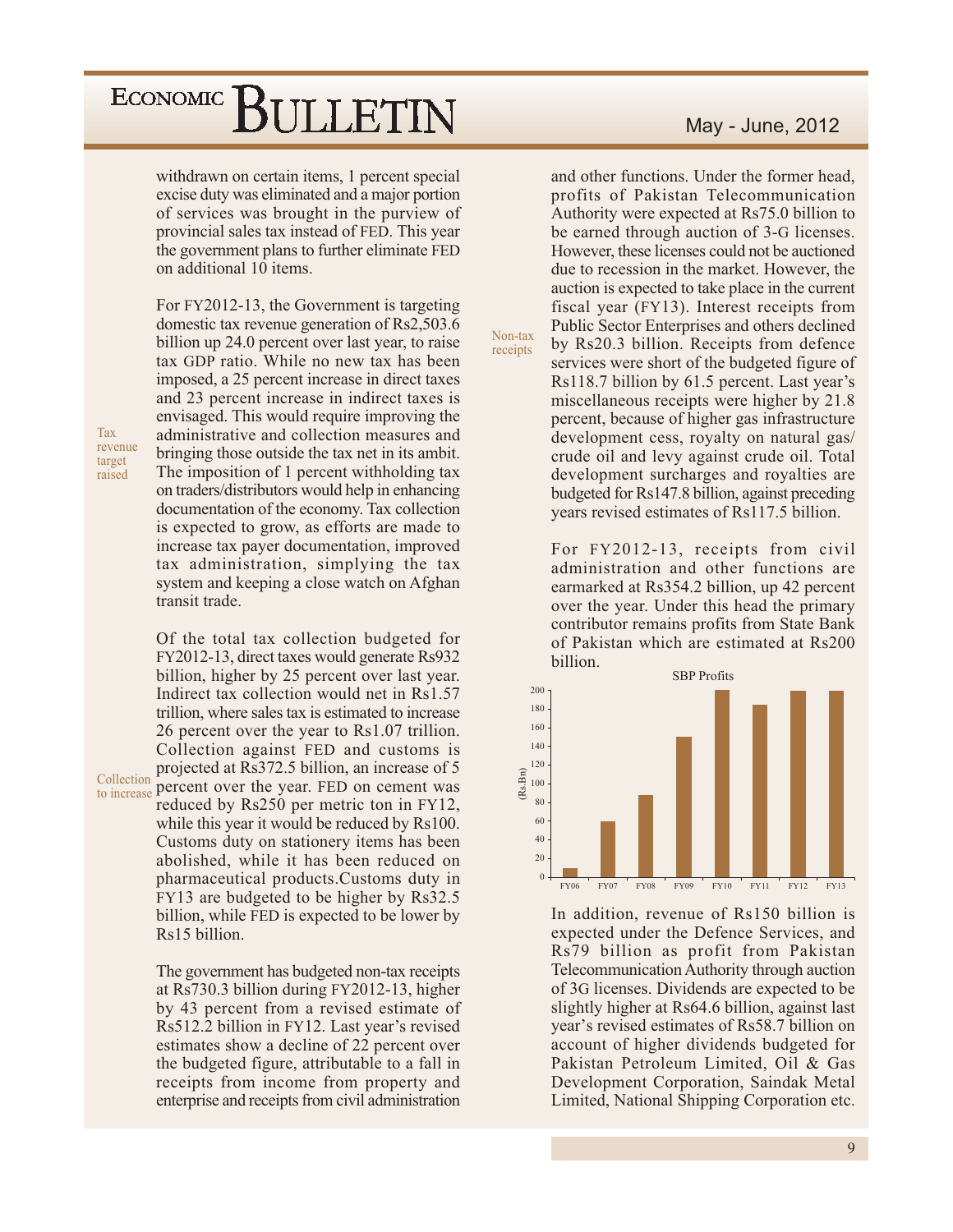withdrawn on certain items, 1 percent special excise duty was eliminated and a major portion of services was brought in the purview of provincial sales tax instead of FED. This year the government plans to further eliminate FED on additional 10 items.

*Tax revenue target raised*

For FY2012-13, the Government is targeting domestic tax revenue generation of Rs2,503.6 billion up 24.0 percent over last year, to raise tax GDP ratio. While no new tax has been imposed, a 25 percent increase in direct taxes and 23 percent increase in indirect taxes is envisaged. This would require improving the administrative and collection measures and bringing those outside the tax net in its ambit. The imposition of 1 percent withholding tax on traders/distributors would help in enhancing documentation of the economy. Tax collection is expected to grow, as efforts are made to increase tax payer documentation, improved tax administration, simplying the tax system and keeping a close watch on Afghan transit trade.

*Collection to increase*

Of the total tax collection budgeted for FY2012-13, direct taxes would generate Rs932 billion, higher by 25 percent over last year. Indirect tax collection would net in Rs1.57 trillion, where sales tax is estimated to increase 26 percent over the year to Rs1.07 trillion. Collection against FED and customs is projected at Rs372.5 billion, an increase of 5 percent over the year. FED on cement was reduced by Rs250 per metric ton in FY12, while this year it would be reduced by Rs100. Customs duty on stationery items has been abolished, while it has been reduced on pharmaceutical products.Customs duty in FY13 are budgeted to be higher by Rs32.5 billion, while FED is expected to be lower by Rs15 billion.

*Non-tax receipts*

The government has budgeted non-tax receipts at Rs730.3 billion during FY2012-13, higher by 43 percent from a revised estimate of Rs512.2 billion in FY12. Last year's revised estimates show a decline of 22 percent over the budgeted figure, attributable to a fall in receipts from income from property and enterprise and receipts from civil administration and other functions. Under the former head, profits of Pakistan Telecommunication Authority were expected at Rs75.0 billion to be earned through auction of 3-G licenses. However, these licenses could not be auctioned due to recession in the market. However, the auction is expected to take place in the current fiscal year (FY13). Interest receipts from Public Sector Enterprises and others declined by Rs20.3 billion. Receipts from defence services were short of the budgeted figure of Rs118.7 billion by 61.5 percent. Last year's miscellaneous receipts were higher by 21.8 percent, because of higher gas infrastructure development cess, royalty on natural gas/ crude oil and levy against crude oil. Total development surcharges and royalties are budgeted for Rs147.8 billion, against preceding years revised estimates of Rs117.5 billion.

For FY2012-13, receipts from civil administration and other functions are earmarked at Rs354.2 billion, up 42 percent over the year. Under this head the primary contributor remains profits from State Bank of Pakistan which are estimated at Rs200 billion.

SBP Profits

(Rs.Bn)

| FY06 | FY07 | FY08 | FY09 | FY10 | FY11 | FY12 | FY13 |
|---|---|---|---|---|---|---|---|
| ~10 | ~60 | ~88 | ~150 | ~200 | ~184 | ~200 | ~200 |

In addition, revenue of Rs150 billion is expected under the Defence Services, and Rs79 billion as profit from Pakistan Telecommunication Authority through auction of 3G licenses. Dividends are expected to be slightly higher at Rs64.6 billion, against last year's revised estimates of Rs58.7 billion on account of higher dividends budgeted for Pakistan Petroleum Limited, Oil & Gas Development Corporation, Saindak Metal Limited, National Shipping Corporation etc.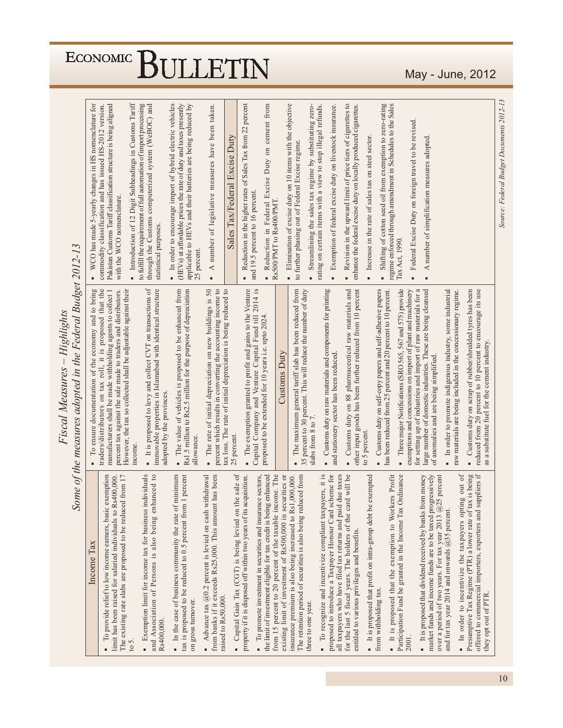## Fiscal Measures – Highlights

### Some of the measures adopted in the Federal Budget 2012-13

### Income Tax

- To provide relief to low income earners, basic exemption limit has been raised for salaried individuals to Rs400,000. The existing rate slabs are proposed to be reduced from 17 to 5.
- Exemption limit for income tax for business individuals and Association of Persons is also being enhanced to Rs400,000.
- In the case of business community the rate of minimum tax is proposed to be reduced to 0.5 percent from 1 percent on gross turnover.
- Advance tax @0.2 percent is levied on cash withdrawal from banks if it exceeds Rs25,000. This amount has been raised to Rs50,000.
- Capital Gain Tax (CGT) is being levied on the sale of property if it is disposed off within two years of its acquisition.
- To promote investment in securities and insurance sectors, the limit of investment eligible for tax credit is being enhanced from 15 percent to 20 percent of the taxable income. The existing limit of investment of Rs500,000 in securities or insurance premium is also being increased to Rs1,000,000. The retention period of securities is also being reduced from three to one year.
- To recognize and incentivize compliant taxpayers, it is proposed to introduce a Taxpayer Honour Card scheme for all taxpayers who have filed tax returns and paid due taxes for the last 5 fiscal years. The holders of the card will be entitled to various privileges and benefits.
- It is proposed that profit on intra-group debt be exempted from withholding tax.
- It is proposed that the exemption to Workers Profit Participation Fund be granted in the Income Tax Ordinance 2001.
- It is proposed that dividend received by banks from money market funds and income funds are to be taxed progressively over a period of two years. For tax year 2013 @25 percent and for tax year 2014 and onwards @35 percent.
- In order to incentivize the taxpayers opting out of Presumptive Tax Regime (PTR) a lower rate of tax is being offered to commercial importers, exporters and suppliers if they opt out of PTR.
- To ensure documentation of the economy and to bring traders/distributors on tax roll, it is proposed that the manufacturers shall be made withholding agents to collect 1 percent tax against the sale made to traders and distributors. However, the tax so collected shall be adjustable against their income.
- It is proposed to levy and collect CVT on transactions of immovable properties in Islamabad with identical structure adopted by the provinces.
- The value of vehicles is proposed to be enhanced from Rs1.5 million to Rs2.5 million for the purpose of depreciation allowance.
- The rate of initial depreciation on new buildings is 50 percent which results in converting the accounting income to tax loss. The rate of initial depreciation is being reduced to 25 percent.
- The exemption granted to profit and gains to the Venture Capital Company and Venture Capital Fund till 2014 is proposed to be extended for 10 years i.e. upto 2024.

### Customs Duty

- The maximum general tariff slab has been reduced from 35 percent to 30 percent. This will reduce the number of duty slabs from 8 to 7.
- Customs duty on raw materials and components for printing and stationery sector has been reduced.
- Customs duty on 88 pharmaceutical raw materials and other input goods has been further reduced from 10 percent to 5 percent.
- Customs duty on self-copy papers and self-adhesive papers has been reduced from 25 percent and 20 percent to 10 percent.
- Three major Notifications (SRO 565, 567 and 575) provide exemptions and concessions on import of plant and machinery for setting up of industries and import of raw materials for a large number of domestic industries. These are being cleansed of anomalies and are being simplified.
- In order to promote indigenous industry, some industrial raw materials are being included in the concessionary regime.
- Customs duty on scrap of rubber/shredded tyres has been reduced from 20 percent to 10 percent to encourage its use as a substitute fuel for the cement industry.
- WCO has made 5-yearly changes in HS nomenclature for commodity classification and has issued HS-2012 version. Pakistan Customs Tariff classification structure is being aligned with the WCO nomenclature.
- Introduction of 12 Digit Subheadings in Customs Tariff to fulfill the requirement of full automation of import processing through the Customs computerized system (WeBOC) and statistical purposes.
- In order to encourage import of hybrid electric vehicles (HEVs) at affordable prices the rate of duty and taxes presently applicable to HEVs and their batteries are being reduced by 25 percent.
- A number of legislative measures have been taken.

### Sales Tax/Federal Excise Duty

- Reduction in the higher rates of Sales Tax from 22 percent and 19.5 percent to 16 percent.
- Reduction in Federal Excise Duty on cement from Rs500/PMT to Rs400/PMT.
- Elimination of excise duty on 10 items with the objective to further phasing out of Federal Excise regime.
- Streamlining the sales tax regime by substituting zero-rating on certain items with a view to stop illegal refunds.
- Exemption of federal excise duty on livestock insurance.
- Revision in the upward limit of price tiers of cigarettes to enhance the federal excise duty on locally produced cigarettes.
- Increase in the rate of sales tax on steel sector.
- Shifting of cotton seed oil from exemption to zero-rating regime enforced through amendment in Schedules to the Sales Tax Act, 1990.
- Federal Excise Duty on foreign travel to be revised.
- A number of simplification measures adopted.

*Source: Federal Budget Documents 2012-13*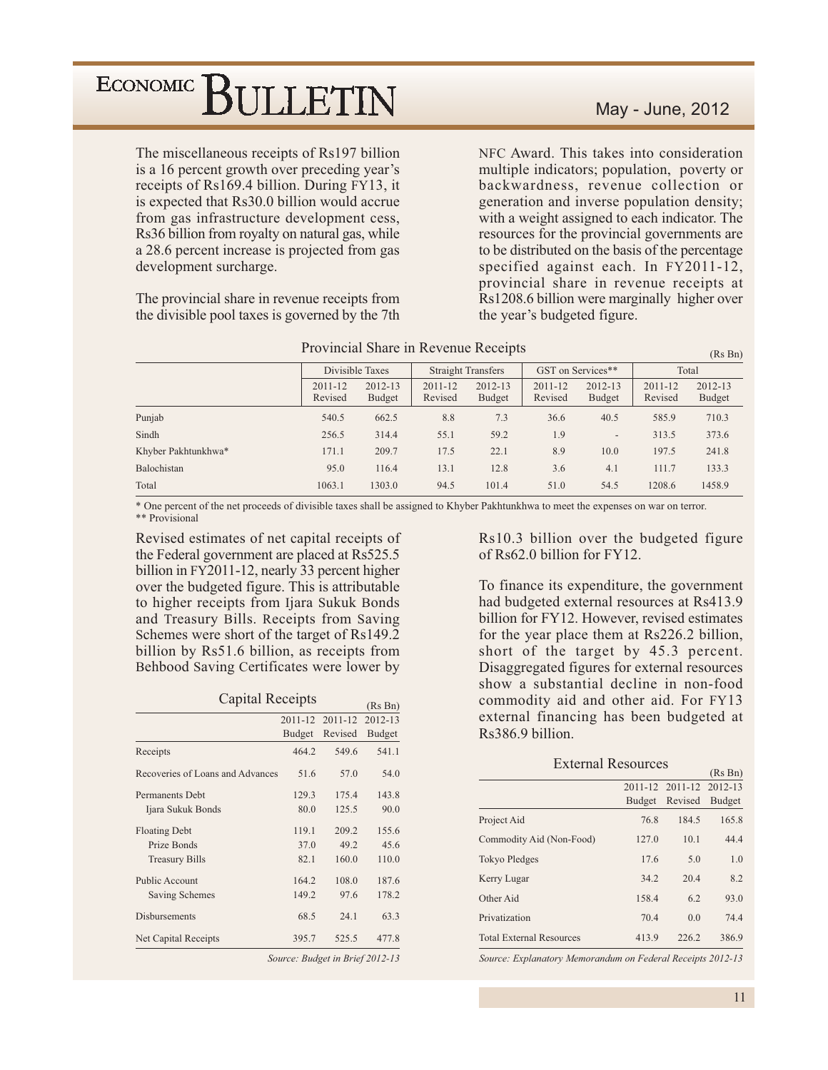The miscellaneous receipts of Rs197 billion is a 16 percent growth over preceding year's receipts of Rs169.4 billion. During FY13, it is expected that Rs30.0 billion would accrue from gas infrastructure development cess, Rs36 billion from royalty on natural gas, while a 28.6 percent increase is projected from gas development surcharge.

The provincial share in revenue receipts from the divisible pool taxes is governed by the 7th NFC Award. This takes into consideration multiple indicators; population, poverty or backwardness, revenue collection or generation and inverse population density; with a weight assigned to each indicator. The resources for the provincial governments are to be distributed on the basis of the percentage specified against each. In FY2011-12, provincial share in revenue receipts at Rs1208.6 billion were marginally higher over the year's budgeted figure.

Provincial Share in Revenue Receipts (Rs Bn)

| | Divisible Taxes | | Straight Transfers | | GST on Services** | | Total | |
|---|---|---|---|---|---|---|---|---|
| | 2011-12 Revised | 2012-13 Budget | 2011-12 Revised | 2012-13 Budget | 2011-12 Revised | 2012-13 Budget | 2011-12 Revised | 2012-13 Budget |
| Punjab | 540.5 | 662.5 | 8.8 | 7.3 | 36.6 | 40.5 | 585.9 | 710.3 |
| Sindh | 256.5 | 314.4 | 55.1 | 59.2 | 1.9 | - | 313.5 | 373.6 |
| Khyber Pakhtunkhwa* | 171.1 | 209.7 | 17.5 | 22.1 | 8.9 | 10.0 | 197.5 | 241.8 |
| Balochistan | 95.0 | 116.4 | 13.1 | 12.8 | 3.6 | 4.1 | 111.7 | 133.3 |
| Total | 1063.1 | 1303.0 | 94.5 | 101.4 | 51.0 | 54.5 | 1208.6 | 1458.9 |

* One percent of the net proceeds of divisible taxes shall be assigned to Khyber Pakhtunkhwa to meet the expenses on war on terror.
** Provisional

Revised estimates of net capital receipts of the Federal government are placed at Rs525.5 billion in FY2011-12, nearly 33 percent higher over the budgeted figure. This is attributable to higher receipts from Ijara Sukuk Bonds and Treasury Bills. Receipts from Saving Schemes were short of the target of Rs149.2 billion by Rs51.6 billion, as receipts from Behbood Saving Certificates were lower by Rs10.3 billion over the budgeted figure of Rs62.0 billion for FY12.

Capital Receipts (Rs Bn)

| | 2011-12 Budget | 2011-12 Revised | 2012-13 Budget |
|---|---|---|---|
| Receipts | 464.2 | 549.6 | 541.1 |
| Recoveries of Loans and Advances | 51.6 | 57.0 | 54.0 |
| Permanents Debt | 129.3 | 175.4 | 143.8 |
| Ijara Sukuk Bonds | 80.0 | 125.5 | 90.0 |
| Floating Debt | 119.1 | 209.2 | 155.6 |
| Prize Bonds | 37.0 | 49.2 | 45.6 |
| Treasury Bills | 82.1 | 160.0 | 110.0 |
| Public Account | 164.2 | 108.0 | 187.6 |
| Saving Schemes | 149.2 | 97.6 | 178.2 |
| Disbursements | 68.5 | 24.1 | 63.3 |
| Net Capital Receipts | 395.7 | 525.5 | 477.8 |

*Source: Budget in Brief 2012-13*

To finance its expenditure, the government had budgeted external resources at Rs413.9 billion for FY12. However, revised estimates for the year place them at Rs226.2 billion, short of the target by 45.3 percent. Disaggregated figures for external resources show a substantial decline in non-food commodity aid and other aid. For FY13 external financing has been budgeted at Rs386.9 billion.

External Resources (Rs Bn)

| | 2011-12 Budget | 2011-12 Revised | 2012-13 Budget |
|---|---|---|---|
| Project Aid | 76.8 | 184.5 | 165.8 |
| Commodity Aid (Non-Food) | 127.0 | 10.1 | 44.4 |
| Tokyo Pledges | 17.6 | 5.0 | 1.0 |
| Kerry Lugar | 34.2 | 20.4 | 8.2 |
| Other Aid | 158.4 | 6.2 | 93.0 |
| Privatization | 70.4 | 0.0 | 74.4 |
| Total External Resources | 413.9 | 226.2 | 386.9 |

*Source: Explanatory Memorandum on Federal Receipts 2012-13*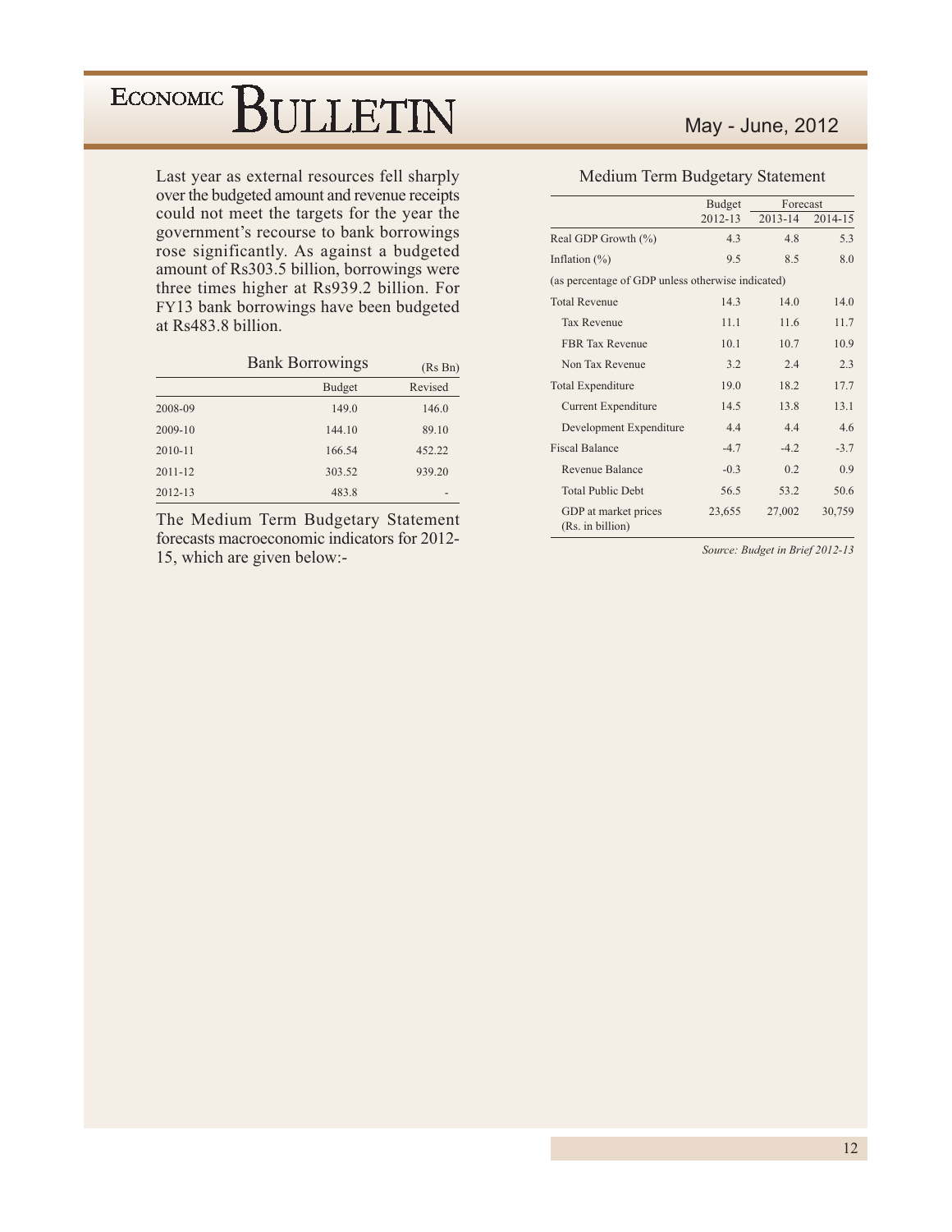Last year as external resources fell sharply over the budgeted amount and revenue receipts could not meet the targets for the year the government's recourse to bank borrowings rose significantly. As against a budgeted amount of Rs303.5 billion, borrowings were three times higher at Rs939.2 billion. For FY13 bank borrowings have been budgeted at Rs483.8 billion.

**Bank Borrowings** (Rs Bn)

| | Budget | Revised |
|---|---|---|
| 2008-09 | 149.0 | 146.0 |
| 2009-10 | 144.10 | 89.10 |
| 2010-11 | 166.54 | 452.22 |
| 2011-12 | 303.52 | 939.20 |
| 2012-13 | 483.8 | - |

The Medium Term Budgetary Statement forecasts macroeconomic indicators for 2012-15, which are given below:-

**Medium Term Budgetary Statement**

| | Budget | Forecast | |
|---|---|---|---|
| | 2012-13 | 2013-14 | 2014-15 |
| Real GDP Growth (%) | 4.3 | 4.8 | 5.3 |
| Inflation (%) | 9.5 | 8.5 | 8.0 |
| (as percentage of GDP unless otherwise indicated) | | | |
| Total Revenue | 14.3 | 14.0 | 14.0 |
| Tax Revenue | 11.1 | 11.6 | 11.7 |
| FBR Tax Revenue | 10.1 | 10.7 | 10.9 |
| Non Tax Revenue | 3.2 | 2.4 | 2.3 |
| Total Expenditure | 19.0 | 18.2 | 17.7 |
| Current Expenditure | 14.5 | 13.8 | 13.1 |
| Development Expenditure | 4.4 | 4.4 | 4.6 |
| Fiscal Balance | -4.7 | -4.2 | -3.7 |
| Revenue Balance | -0.3 | 0.2 | 0.9 |
| Total Public Debt | 56.5 | 53.2 | 50.6 |
| GDP at market prices (Rs. in billion) | 23,655 | 27,002 | 30,759 |

*Source: Budget in Brief 2012-13*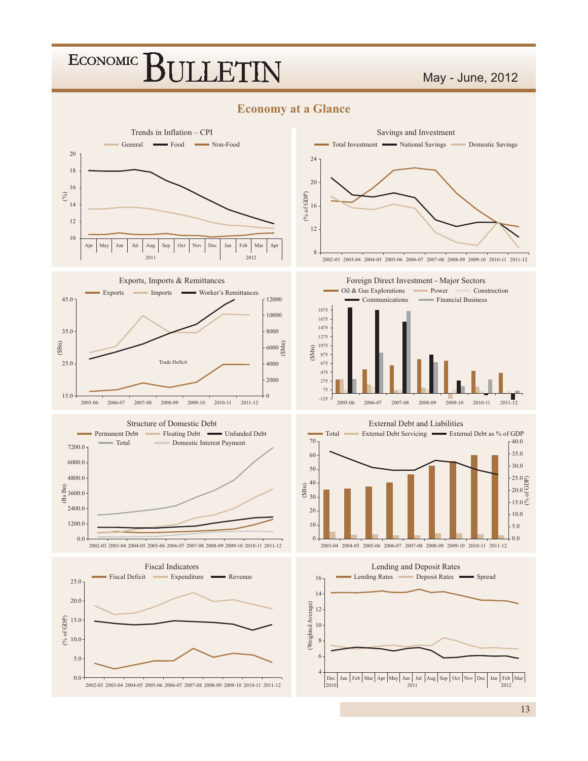## Economy at a Glance

### Trends in Inflation – CPI

General | Food | Non-Food

(%)

Apr | May | Jun | Jul | Aug | Sep | Oct | Nov | Dec | Jan | Feb | Mar | Apr

2011 | 2012

### Savings and Investment

Total Investment | National Savings | Domestic Savings

(% of GDP)

2002-03 | 2003-04 | 2004-05 | 2005-06 | 2006-07 | 2007-08 | 2008-09 | 2009-10 | 2010-11 | 2011-12

### Exports, Imports & Remittances

Exports | Imports | Worker's Remittances

($Bn) | ($Mn)

Trade Deficit

2005-06 | 2006-07 | 2007-08 | 2008-09 | 2009-10 | 2010-11 | 2011-12

### Foreign Direct Investment - Major Sectors

Oil & Gas Explorations | Power | Construction | Communications | Financial Business

($Mn)

2005-06 | 2006-07 | 2007-08 | 2008-09 | 2009-10 | 2010-11 | 2011-12

### Structure of Domestic Debt

Permanent Debt | Floating Debt | Unfunded Debt | Total | Domestic Interest Payment

(Rs Bn)

2002-03 | 2003-04 | 2004-05 | 2005-06 | 2006-07 | 2007-08 | 2008-09 | 2009-10 | 2010-11 | 2011-12

### External Debt and Liabilities

Total | External Debt Servicing | External Debt as % of GDP

($Bn) | (% of GDP)

2003-04 | 2004-05 | 2005-06 | 2006-07 | 2007-08 | 2008-09 | 2009-10 | 2010-11 | 2011-12

### Fiscal Indicators

Fiscal Deficit | Expenditure | Revenue

(% of GDP)

2002-03 | 2003-04 | 2004-05 | 2005-06 | 2006-07 | 2007-08 | 2008-09 | 2009-10 | 2010-11 | 2011-12

### Lending and Deposit Rates

Lending Rates | Deposit Rates | Spread

(Weighted Average)

Dec | Jan | Feb | Mar | Apr | May | Jun | Jul | Aug | Sep | Oct | Nov | Dec | Jan | Feb | Mar

2010 | 2011 | 2012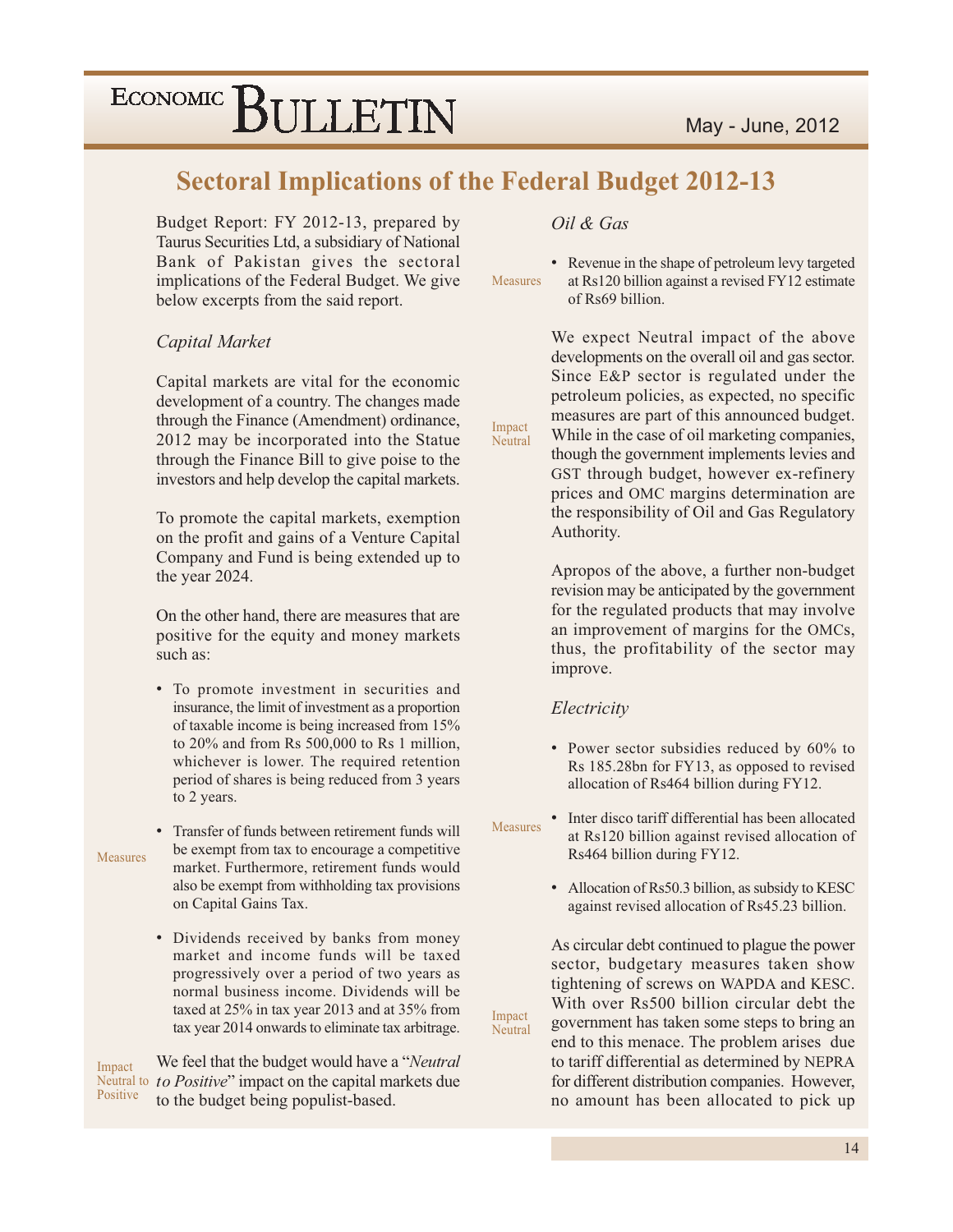## Sectoral Implications of the Federal Budget 2012-13

Budget Report: FY 2012-13, prepared by Taurus Securities Ltd, a subsidiary of National Bank of Pakistan gives the sectoral implications of the Federal Budget. We give below excerpts from the said report.

### *Capital Market*

Capital markets are vital for the economic development of a country. The changes made through the Finance (Amendment) ordinance, 2012 may be incorporated into the Statue through the Finance Bill to give poise to the investors and help develop the capital markets.

To promote the capital markets, exemption on the profit and gains of a Venture Capital Company and Fund is being extended up to the year 2024.

On the other hand, there are measures that are positive for the equity and money markets such as:

Measures

- To promote investment in securities and insurance, the limit of investment as a proportion of taxable income is being increased from 15% to 20% and from Rs 500,000 to Rs 1 million, whichever is lower. The required retention period of shares is being reduced from 3 years to 2 years.
- Transfer of funds between retirement funds will be exempt from tax to encourage a competitive market. Furthermore, retirement funds would also be exempt from withholding tax provisions on Capital Gains Tax.
- Dividends received by banks from money market and income funds will be taxed progressively over a period of two years as normal business income. Dividends will be taxed at 25% in tax year 2013 and at 35% from tax year 2014 onwards to eliminate tax arbitrage.

Impact Neutral to Positive

We feel that the budget would have a "*Neutral to Positive*" impact on the capital markets due to the budget being populist-based.

### *Oil & Gas*

Measures

- Revenue in the shape of petroleum levy targeted at Rs120 billion against a revised FY12 estimate of Rs69 billion.

Impact Neutral

We expect Neutral impact of the above developments on the overall oil and gas sector. Since E&P sector is regulated under the petroleum policies, as expected, no specific measures are part of this announced budget. While in the case of oil marketing companies, though the government implements levies and GST through budget, however ex-refinery prices and OMC margins determination are the responsibility of Oil and Gas Regulatory Authority.

Apropos of the above, a further non-budget revision may be anticipated by the government for the regulated products that may involve an improvement of margins for the OMCs, thus, the profitability of the sector may improve.

### *Electricity*

Measures

- Power sector subsidies reduced by 60% to Rs 185.28bn for FY13, as opposed to revised allocation of Rs464 billion during FY12.
- Inter disco tariff differential has been allocated at Rs120 billion against revised allocation of Rs464 billion during FY12.
- Allocation of Rs50.3 billion, as subsidy to KESC against revised allocation of Rs45.23 billion.

Impact Neutral

As circular debt continued to plague the power sector, budgetary measures taken show tightening of screws on WAPDA and KESC. With over Rs500 billion circular debt the government has taken some steps to bring an end to this menace. The problem arises due to tariff differential as determined by NEPRA for different distribution companies. However, no amount has been allocated to pick up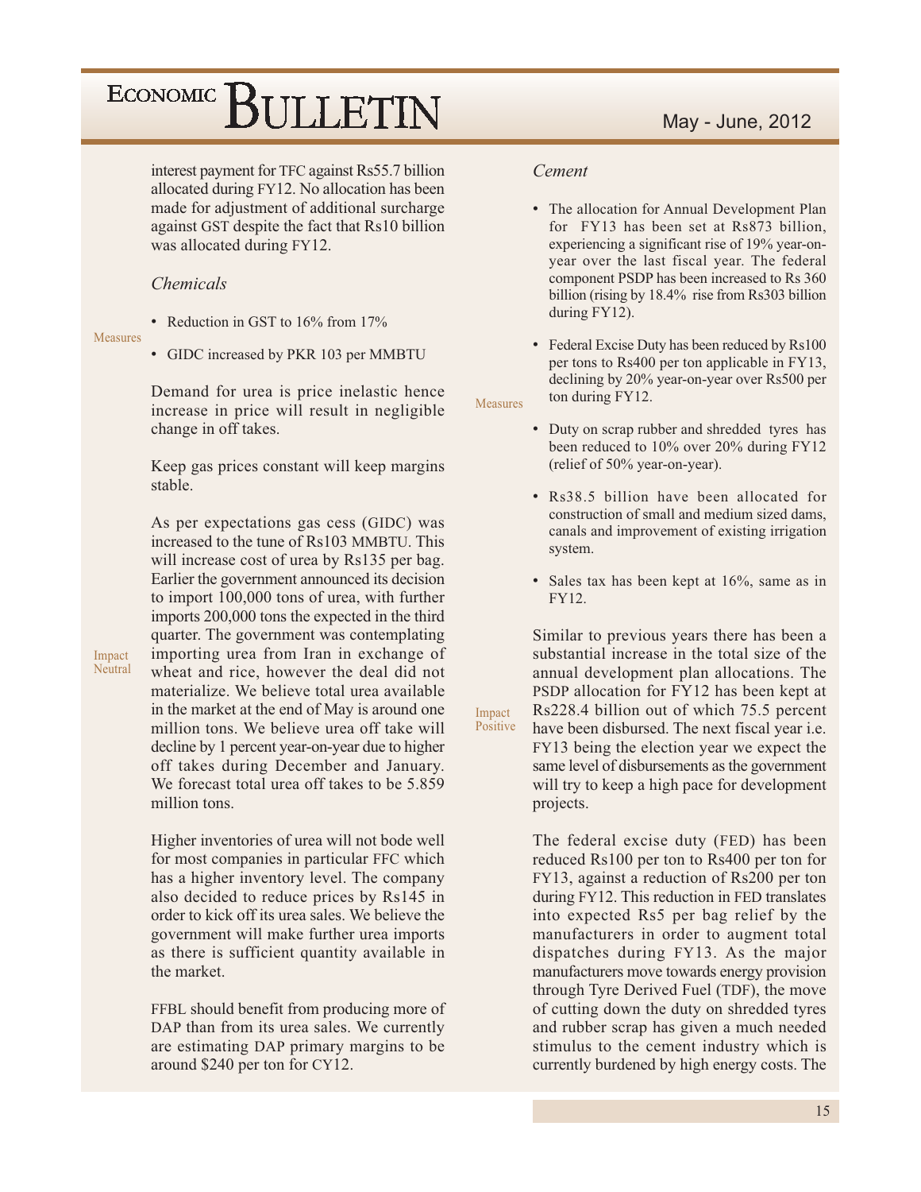interest payment for TFC against Rs55.7 billion allocated during FY12. No allocation has been made for adjustment of additional surcharge against GST despite the fact that Rs10 billion was allocated during FY12.

### *Chemicals*

Measures

- Reduction in GST to 16% from 17%
- GIDC increased by PKR 103 per MMBTU

Demand for urea is price inelastic hence increase in price will result in negligible change in off takes.

Keep gas prices constant will keep margins stable.

Impact Neutral

As per expectations gas cess (GIDC) was increased to the tune of Rs103 MMBTU. This will increase cost of urea by Rs135 per bag. Earlier the government announced its decision to import 100,000 tons of urea, with further imports 200,000 tons the expected in the third quarter. The government was contemplating importing urea from Iran in exchange of wheat and rice, however the deal did not materialize. We believe total urea available in the market at the end of May is around one million tons. We believe urea off take will decline by 1 percent year-on-year due to higher off takes during December and January. We forecast total urea off takes to be 5.859 million tons.

Higher inventories of urea will not bode well for most companies in particular FFC which has a higher inventory level. The company also decided to reduce prices by Rs145 in order to kick off its urea sales. We believe the government will make further urea imports as there is sufficient quantity available in the market.

FFBL should benefit from producing more of DAP than from its urea sales. We currently are estimating DAP primary margins to be around $240 per ton for CY12.

### *Cement*

Measures

- The allocation for Annual Development Plan for FY13 has been set at Rs873 billion, experiencing a significant rise of 19% year-on-year over the last fiscal year. The federal component PSDP has been increased to Rs 360 billion (rising by 18.4% rise from Rs303 billion during FY12).
- Federal Excise Duty has been reduced by Rs100 per tons to Rs400 per ton applicable in FY13, declining by 20% year-on-year over Rs500 per ton during FY12.
- Duty on scrap rubber and shredded tyres has been reduced to 10% over 20% during FY12 (relief of 50% year-on-year).
- Rs38.5 billion have been allocated for construction of small and medium sized dams, canals and improvement of existing irrigation system.
- Sales tax has been kept at 16%, same as in FY12.

Impact Positive

Similar to previous years there has been a substantial increase in the total size of the annual development plan allocations. The PSDP allocation for FY12 has been kept at Rs228.4 billion out of which 75.5 percent have been disbursed. The next fiscal year i.e. FY13 being the election year we expect the same level of disbursements as the government will try to keep a high pace for development projects.

The federal excise duty (FED) has been reduced Rs100 per ton to Rs400 per ton for FY13, against a reduction of Rs200 per ton during FY12. This reduction in FED translates into expected Rs5 per bag relief by the manufacturers in order to augment total dispatches during FY13. As the major manufacturers move towards energy provision through Tyre Derived Fuel (TDF), the move of cutting down the duty on shredded tyres and rubber scrap has given a much needed stimulus to the cement industry which is currently burdened by high energy costs. The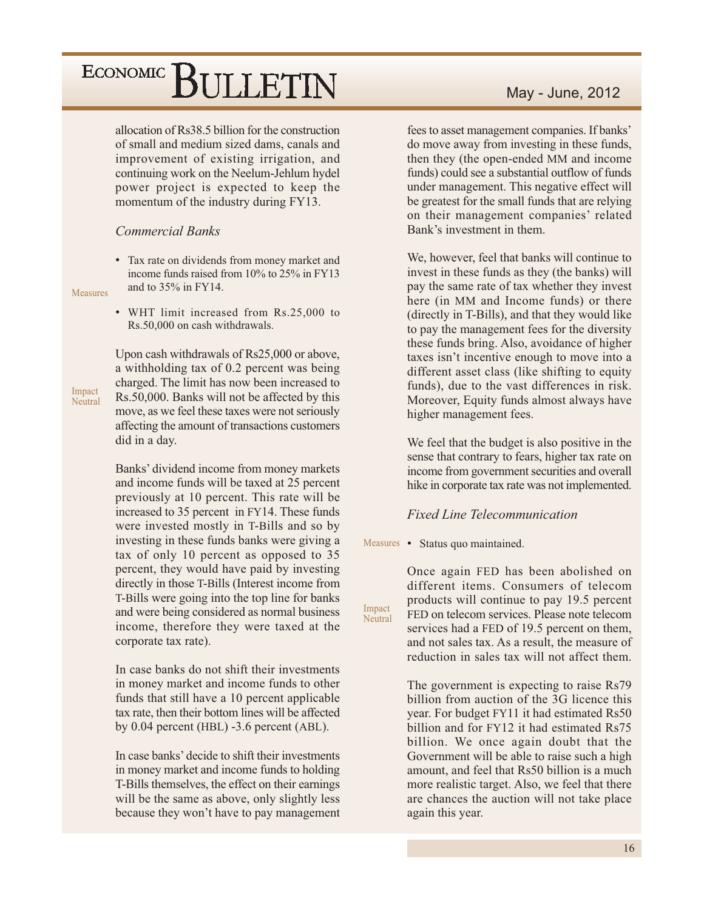allocation of Rs38.5 billion for the construction of small and medium sized dams, canals and improvement of existing irrigation, and continuing work on the Neelum-Jehlum hydel power project is expected to keep the momentum of the industry during FY13.

### *Commercial Banks*

Measures

- Tax rate on dividends from money market and income funds raised from 10% to 25% in FY13 and to 35% in FY14.
- WHT limit increased from Rs.25,000 to Rs.50,000 on cash withdrawals.

Impact Neutral

Upon cash withdrawals of Rs25,000 or above, a withholding tax of 0.2 percent was being charged. The limit has now been increased to Rs.50,000. Banks will not be affected by this move, as we feel these taxes were not seriously affecting the amount of transactions customers did in a day.

Banks' dividend income from money markets and income funds will be taxed at 25 percent previously at 10 percent. This rate will be increased to 35 percent in FY14. These funds were invested mostly in T-Bills and so by investing in these funds banks were giving a tax of only 10 percent as opposed to 35 percent, they would have paid by investing directly in those T-Bills (Interest income from T-Bills were going into the top line for banks and were being considered as normal business income, therefore they were taxed at the corporate tax rate).

In case banks do not shift their investments in money market and income funds to other funds that still have a 10 percent applicable tax rate, then their bottom lines will be affected by 0.04 percent (HBL) -3.6 percent (ABL).

In case banks' decide to shift their investments in money market and income funds to holding T-Bills themselves, the effect on their earnings will be the same as above, only slightly less because they won't have to pay management fees to asset management companies. If banks' do move away from investing in these funds, then they (the open-ended MM and income funds) could see a substantial outflow of funds under management. This negative effect will be greatest for the small funds that are relying on their management companies' related Bank's investment in them.

We, however, feel that banks will continue to invest in these funds as they (the banks) will pay the same rate of tax whether they invest here (in MM and Income funds) or there (directly in T-Bills), and that they would like to pay the management fees for the diversity these funds bring. Also, avoidance of higher taxes isn't incentive enough to move into a different asset class (like shifting to equity funds), due to the vast differences in risk. Moreover, Equity funds almost always have higher management fees.

We feel that the budget is also positive in the sense that contrary to fears, higher tax rate on income from government securities and overall hike in corporate tax rate was not implemented.

### *Fixed Line Telecommunication*

Measures

- Status quo maintained.

Impact Neutral

Once again FED has been abolished on different items. Consumers of telecom products will continue to pay 19.5 percent FED on telecom services. Please note telecom services had a FED of 19.5 percent on them, and not sales tax. As a result, the measure of reduction in sales tax will not affect them.

The government is expecting to raise Rs79 billion from auction of the 3G licence this year. For budget FY11 it had estimated Rs50 billion and for FY12 it had estimated Rs75 billion. We once again doubt that the Government will be able to raise such a high amount, and feel that Rs50 billion is a much more realistic target. Also, we feel that there are chances the auction will not take place again this year.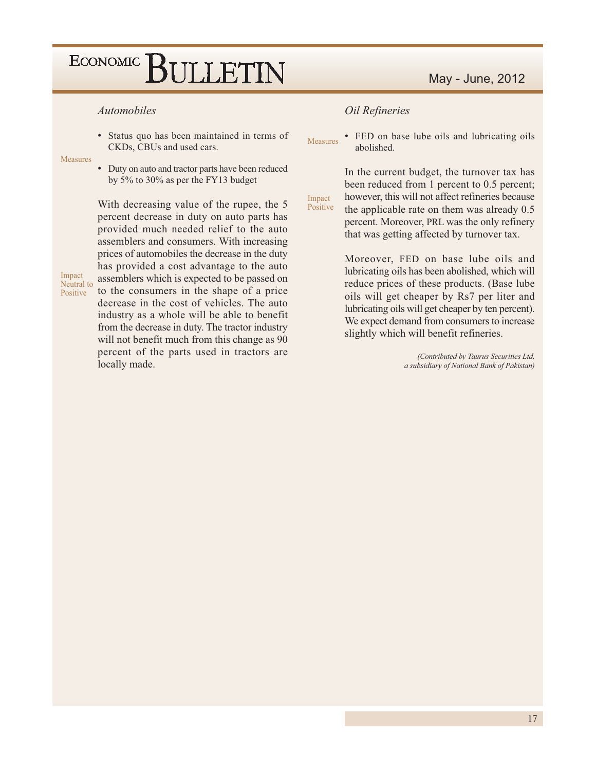### *Automobiles*

Measures

- Status quo has been maintained in terms of CKDs, CBUs and used cars.
- Duty on auto and tractor parts have been reduced by 5% to 30% as per the FY13 budget

Impact Neutral to Positive

With decreasing value of the rupee, the 5 percent decrease in duty on auto parts has provided much needed relief to the auto assemblers and consumers. With increasing prices of automobiles the decrease in the duty has provided a cost advantage to the auto assemblers which is expected to be passed on to the consumers in the shape of a price decrease in the cost of vehicles. The auto industry as a whole will be able to benefit from the decrease in duty. The tractor industry will not benefit much from this change as 90 percent of the parts used in tractors are locally made.

### *Oil Refineries*

Measures

- FED on base lube oils and lubricating oils abolished.

Impact Positive

In the current budget, the turnover tax has been reduced from 1 percent to 0.5 percent; however, this will not affect refineries because the applicable rate on them was already 0.5 percent. Moreover, PRL was the only refinery that was getting affected by turnover tax.

Moreover, FED on base lube oils and lubricating oils has been abolished, which will reduce prices of these products. (Base lube oils will get cheaper by Rs7 per liter and lubricating oils will get cheaper by ten percent). We expect demand from consumers to increase slightly which will benefit refineries.

*(Contributed by Taurus Securities Ltd, a subsidiary of National Bank of Pakistan)*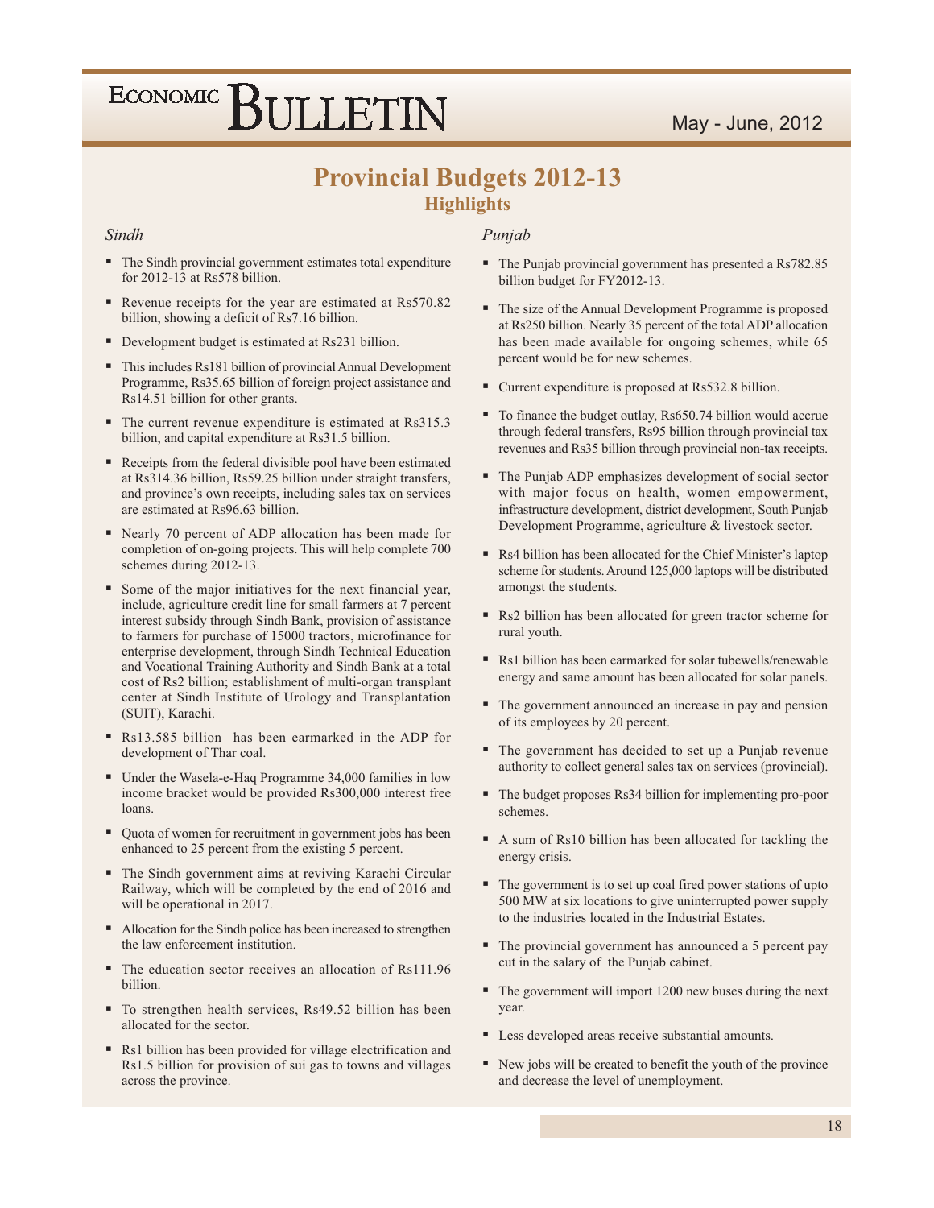# Provincial Budgets 2012-13

## Highlights

### *Sindh*

- The Sindh provincial government estimates total expenditure for 2012-13 at Rs578 billion.
- Revenue receipts for the year are estimated at Rs570.82 billion, showing a deficit of Rs7.16 billion.
- Development budget is estimated at Rs231 billion.
- This includes Rs181 billion of provincial Annual Development Programme, Rs35.65 billion of foreign project assistance and Rs14.51 billion for other grants.
- The current revenue expenditure is estimated at Rs315.3 billion, and capital expenditure at Rs31.5 billion.
- Receipts from the federal divisible pool have been estimated at Rs314.36 billion, Rs59.25 billion under straight transfers, and province's own receipts, including sales tax on services are estimated at Rs96.63 billion.
- Nearly 70 percent of ADP allocation has been made for completion of on-going projects. This will help complete 700 schemes during 2012-13.
- Some of the major initiatives for the next financial year, include, agriculture credit line for small farmers at 7 percent interest subsidy through Sindh Bank, provision of assistance to farmers for purchase of 15000 tractors, microfinance for enterprise development, through Sindh Technical Education and Vocational Training Authority and Sindh Bank at a total cost of Rs2 billion; establishment of multi-organ transplant center at Sindh Institute of Urology and Transplantation (SUIT), Karachi.
- Rs13.585 billion has been earmarked in the ADP for development of Thar coal.
- Under the Wasela-e-Haq Programme 34,000 families in low income bracket would be provided Rs300,000 interest free loans.
- Quota of women for recruitment in government jobs has been enhanced to 25 percent from the existing 5 percent.
- The Sindh government aims at reviving Karachi Circular Railway, which will be completed by the end of 2016 and will be operational in 2017.
- Allocation for the Sindh police has been increased to strengthen the law enforcement institution.
- The education sector receives an allocation of Rs111.96 billion.
- To strengthen health services, Rs49.52 billion has been allocated for the sector.
- Rs1 billion has been provided for village electrification and Rs1.5 billion for provision of sui gas to towns and villages across the province.

### *Punjab*

- The Punjab provincial government has presented a Rs782.85 billion budget for FY2012-13.
- The size of the Annual Development Programme is proposed at Rs250 billion. Nearly 35 percent of the total ADP allocation has been made available for ongoing schemes, while 65 percent would be for new schemes.
- Current expenditure is proposed at Rs532.8 billion.
- To finance the budget outlay, Rs650.74 billion would accrue through federal transfers, Rs95 billion through provincial tax revenues and Rs35 billion through provincial non-tax receipts.
- The Punjab ADP emphasizes development of social sector with major focus on health, women empowerment, infrastructure development, district development, South Punjab Development Programme, agriculture & livestock sector.
- Rs4 billion has been allocated for the Chief Minister's laptop scheme for students. Around 125,000 laptops will be distributed amongst the students.
- Rs2 billion has been allocated for green tractor scheme for rural youth.
- Rs1 billion has been earmarked for solar tubewells/renewable energy and same amount has been allocated for solar panels.
- The government announced an increase in pay and pension of its employees by 20 percent.
- The government has decided to set up a Punjab revenue authority to collect general sales tax on services (provincial).
- The budget proposes Rs34 billion for implementing pro-poor schemes.
- A sum of Rs10 billion has been allocated for tackling the energy crisis.
- The government is to set up coal fired power stations of upto 500 MW at six locations to give uninterrupted power supply to the industries located in the Industrial Estates.
- The provincial government has announced a 5 percent pay cut in the salary of the Punjab cabinet.
- The government will import 1200 new buses during the next year.
- Less developed areas receive substantial amounts.
- New jobs will be created to benefit the youth of the province and decrease the level of unemployment.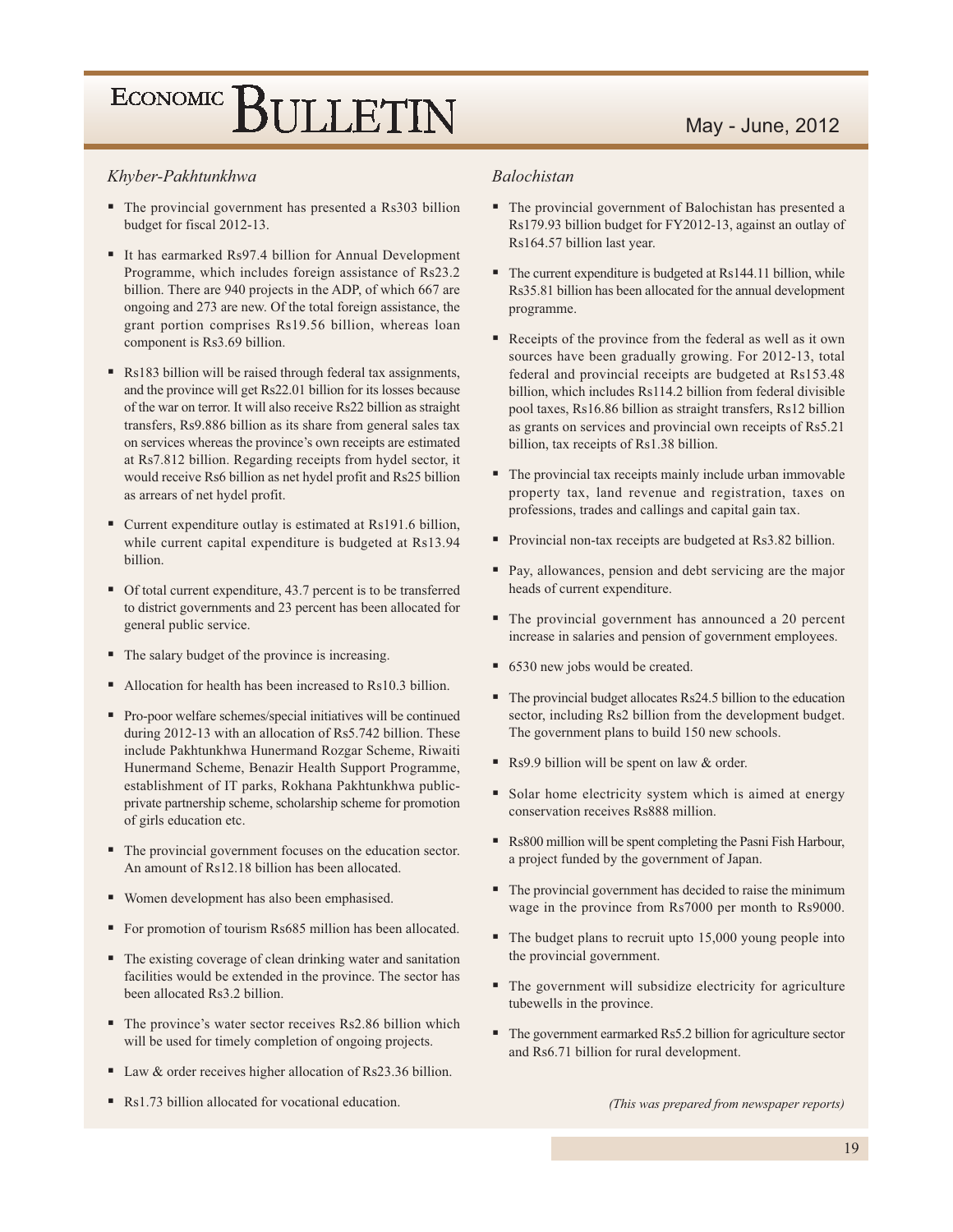### *Khyber-Pakhtunkhwa*

- The provincial government has presented a Rs303 billion budget for fiscal 2012-13.
- It has earmarked Rs97.4 billion for Annual Development Programme, which includes foreign assistance of Rs23.2 billion. There are 940 projects in the ADP, of which 667 are ongoing and 273 are new. Of the total foreign assistance, the grant portion comprises Rs19.56 billion, whereas loan component is Rs3.69 billion.
- Rs183 billion will be raised through federal tax assignments, and the province will get Rs22.01 billion for its losses because of the war on terror. It will also receive Rs22 billion as straight transfers, Rs9.886 billion as its share from general sales tax on services whereas the province's own receipts are estimated at Rs7.812 billion. Regarding receipts from hydel sector, it would receive Rs6 billion as net hydel profit and Rs25 billion as arrears of net hydel profit.
- Current expenditure outlay is estimated at Rs191.6 billion, while current capital expenditure is budgeted at Rs13.94 billion.
- Of total current expenditure, 43.7 percent is to be transferred to district governments and 23 percent has been allocated for general public service.
- The salary budget of the province is increasing.
- Allocation for health has been increased to Rs10.3 billion.
- Pro-poor welfare schemes/special initiatives will be continued during 2012-13 with an allocation of Rs5.742 billion. These include Pakhtunkhwa Hunermand Rozgar Scheme, Riwaiti Hunermand Scheme, Benazir Health Support Programme, establishment of IT parks, Rokhana Pakhtunkhwa public-private partnership scheme, scholarship scheme for promotion of girls education etc.
- The provincial government focuses on the education sector. An amount of Rs12.18 billion has been allocated.
- Women development has also been emphasised.
- For promotion of tourism Rs685 million has been allocated.
- The existing coverage of clean drinking water and sanitation facilities would be extended in the province. The sector has been allocated Rs3.2 billion.
- The province's water sector receives Rs2.86 billion which will be used for timely completion of ongoing projects.
- Law & order receives higher allocation of Rs23.36 billion.
- Rs1.73 billion allocated for vocational education.

### *Balochistan*

- The provincial government of Balochistan has presented a Rs179.93 billion budget for FY2012-13, against an outlay of Rs164.57 billion last year.
- The current expenditure is budgeted at Rs144.11 billion, while Rs35.81 billion has been allocated for the annual development programme.
- Receipts of the province from the federal as well as it own sources have been gradually growing. For 2012-13, total federal and provincial receipts are budgeted at Rs153.48 billion, which includes Rs114.2 billion from federal divisible pool taxes, Rs16.86 billion as straight transfers, Rs12 billion as grants on services and provincial own receipts of Rs5.21 billion, tax receipts of Rs1.38 billion.
- The provincial tax receipts mainly include urban immovable property tax, land revenue and registration, taxes on professions, trades and callings and capital gain tax.
- Provincial non-tax receipts are budgeted at Rs3.82 billion.
- Pay, allowances, pension and debt servicing are the major heads of current expenditure.
- The provincial government has announced a 20 percent increase in salaries and pension of government employees.
- 6530 new jobs would be created.
- The provincial budget allocates Rs24.5 billion to the education sector, including Rs2 billion from the development budget. The government plans to build 150 new schools.
- Rs9.9 billion will be spent on law & order.
- Solar home electricity system which is aimed at energy conservation receives Rs888 million.
- Rs800 million will be spent completing the Pasni Fish Harbour, a project funded by the government of Japan.
- The provincial government has decided to raise the minimum wage in the province from Rs7000 per month to Rs9000.
- The budget plans to recruit upto 15,000 young people into the provincial government.
- The government will subsidize electricity for agriculture tubewells in the province.
- The government earmarked Rs5.2 billion for agriculture sector and Rs6.71 billion for rural development.

*(This was prepared from newspaper reports)*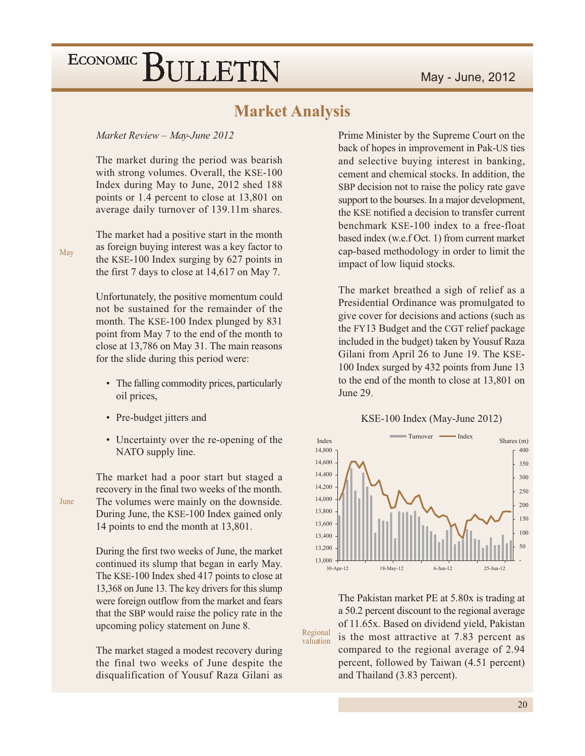# Market Analysis

*Market Review – May-June 2012*

The market during the period was bearish with strong volumes. Overall, the KSE-100 Index during May to June, 2012 shed 188 points or 1.4 percent to close at 13,801 on average daily turnover of 139.11m shares.

May

The market had a positive start in the month as foreign buying interest was a key factor to the KSE-100 Index surging by 627 points in the first 7 days to close at 14,617 on May 7.

Unfortunately, the positive momentum could not be sustained for the remainder of the month. The KSE-100 Index plunged by 831 point from May 7 to the end of the month to close at 13,786 on May 31. The main reasons for the slide during this period were:

- The falling commodity prices, particularly oil prices,
- Pre-budget jitters and
- Uncertainty over the re-opening of the NATO supply line.

June

The market had a poor start but staged a recovery in the final two weeks of the month. The volumes were mainly on the downside. During June, the KSE-100 Index gained only 14 points to end the month at 13,801.

During the first two weeks of June, the market continued its slump that began in early May. The KSE-100 Index shed 417 points to close at 13,368 on June 13. The key drivers for this slump were foreign outflow from the market and fears that the SBP would raise the policy rate in the upcoming policy statement on June 8.

The market staged a modest recovery during the final two weeks of June despite the disqualification of Yousuf Raza Gilani as Prime Minister by the Supreme Court on the back of hopes in improvement in Pak-US ties and selective buying interest in banking, cement and chemical stocks. In addition, the SBP decision not to raise the policy rate gave support to the bourses. In a major development, the KSE notified a decision to transfer current benchmark KSE-100 index to a free-float based index (w.e.f Oct. 1) from current market cap-based methodology in order to limit the impact of low liquid stocks.

The market breathed a sigh of relief as a Presidential Ordinance was promulgated to give cover for decisions and actions (such as the FY13 Budget and the CGT relief package included in the budget) taken by Yousuf Raza Gilani from April 26 to June 19. The KSE-100 Index surged by 432 points from June 13 to the end of the month to close at 13,801 on June 29.

KSE-100 Index (May-June 2012)

Regional valuation

The Pakistan market PE at 5.80x is trading at a 50.2 percent discount to the regional average of 11.65x. Based on dividend yield, Pakistan is the most attractive at 7.83 percent as compared to the regional average of 2.94 percent, followed by Taiwan (4.51 percent) and Thailand (3.83 percent).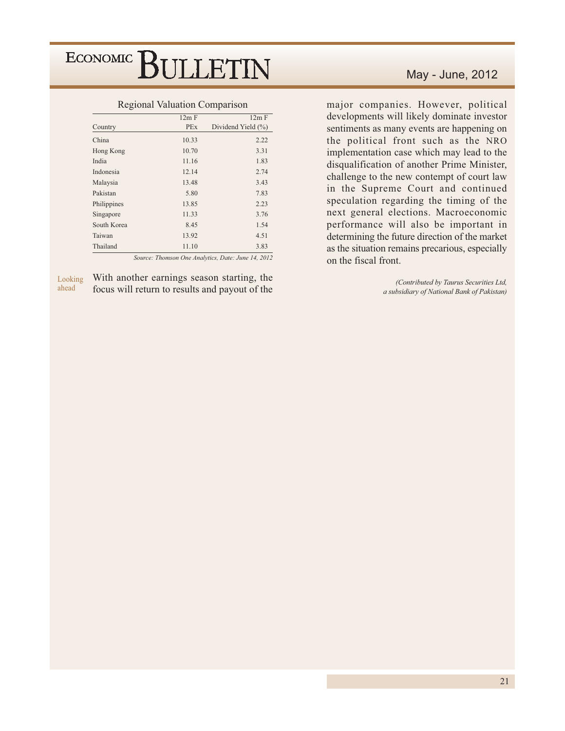Regional Valuation Comparison

| Country | 12m F PEx | 12m F Dividend Yield (%) |
|---|---|---|
| China | 10.33 | 2.22 |
| Hong Kong | 10.70 | 3.31 |
| India | 11.16 | 1.83 |
| Indonesia | 12.14 | 2.74 |
| Malaysia | 13.48 | 3.43 |
| Pakistan | 5.80 | 7.83 |
| Philippines | 13.85 | 2.23 |
| Singapore | 11.33 | 3.76 |
| South Korea | 8.45 | 1.54 |
| Taiwan | 13.92 | 4.51 |
| Thailand | 11.10 | 3.83 |

*Source: Thomson One Analytics, Date: June 14, 2012*

### Looking ahead

With another earnings season starting, the focus will return to results and payout of the major companies. However, political developments will likely dominate investor sentiments as many events are happening on the political front such as the NRO implementation case which may lead to the disqualification of another Prime Minister, challenge to the new contempt of court law in the Supreme Court and continued speculation regarding the timing of the next general elections. Macroeconomic performance will also be important in determining the future direction of the market as the situation remains precarious, especially on the fiscal front.

*(Contributed by Taurus Securities Ltd, a subsidiary of National Bank of Pakistan)*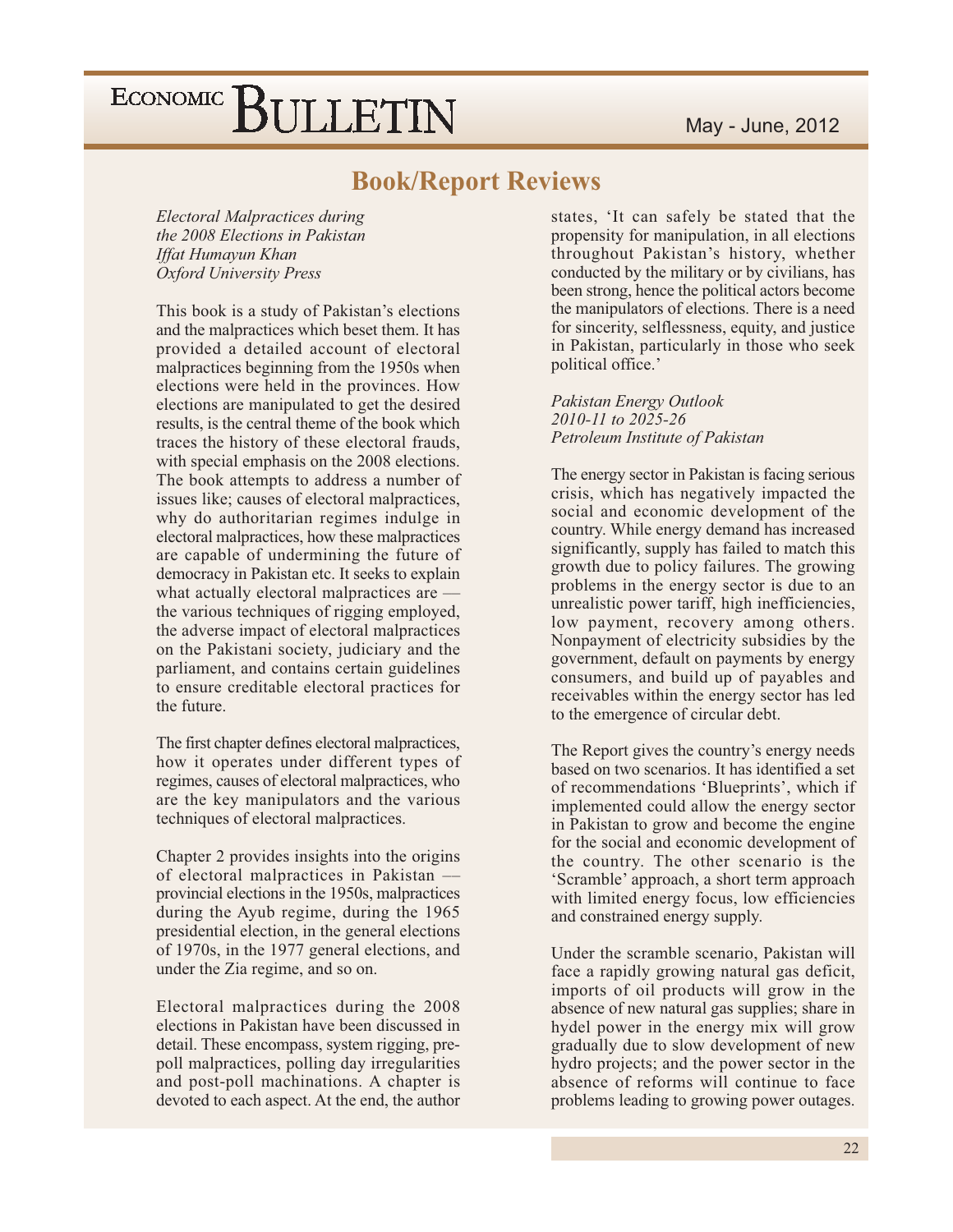## Book/Report Reviews

*Electoral Malpractices during the 2008 Elections in Pakistan*
*Iffat Humayun Khan*
*Oxford University Press*

This book is a study of Pakistan's elections and the malpractices which beset them. It has provided a detailed account of electoral malpractices beginning from the 1950s when elections were held in the provinces. How elections are manipulated to get the desired results, is the central theme of the book which traces the history of these electoral frauds, with special emphasis on the 2008 elections. The book attempts to address a number of issues like; causes of electoral malpractices, why do authoritarian regimes indulge in electoral malpractices, how these malpractices are capable of undermining the future of democracy in Pakistan etc. It seeks to explain what actually electoral malpractices are — the various techniques of rigging employed, the adverse impact of electoral malpractices on the Pakistani society, judiciary and the parliament, and contains certain guidelines to ensure creditable electoral practices for the future.

The first chapter defines electoral malpractices, how it operates under different types of regimes, causes of electoral malpractices, who are the key manipulators and the various techniques of electoral malpractices.

Chapter 2 provides insights into the origins of electoral malpractices in Pakistan — provincial elections in the 1950s, malpractices during the Ayub regime, during the 1965 presidential election, in the general elections of 1970s, in the 1977 general elections, and under the Zia regime, and so on.

Electoral malpractices during the 2008 elections in Pakistan have been discussed in detail. These encompass, system rigging, pre-poll malpractices, polling day irregularities and post-poll machinations. A chapter is devoted to each aspect. At the end, the author states, 'It can safely be stated that the propensity for manipulation, in all elections throughout Pakistan's history, whether conducted by the military or by civilians, has been strong, hence the political actors become the manipulators of elections. There is a need for sincerity, selflessness, equity, and justice in Pakistan, particularly in those who seek political office.'

*Pakistan Energy Outlook*
*2010-11 to 2025-26*
*Petroleum Institute of Pakistan*

The energy sector in Pakistan is facing serious crisis, which has negatively impacted the social and economic development of the country. While energy demand has increased significantly, supply has failed to match this growth due to policy failures. The growing problems in the energy sector is due to an unrealistic power tariff, high inefficiencies, low payment, recovery among others. Nonpayment of electricity subsidies by the government, default on payments by energy consumers, and build up of payables and receivables within the energy sector has led to the emergence of circular debt.

The Report gives the country's energy needs based on two scenarios. It has identified a set of recommendations 'Blueprints', which if implemented could allow the energy sector in Pakistan to grow and become the engine for the social and economic development of the country. The other scenario is the 'Scramble' approach, a short term approach with limited energy focus, low efficiencies and constrained energy supply.

Under the scramble scenario, Pakistan will face a rapidly growing natural gas deficit, imports of oil products will grow in the absence of new natural gas supplies; share in hydel power in the energy mix will grow gradually due to slow development of new hydro projects; and the power sector in the absence of reforms will continue to face problems leading to growing power outages.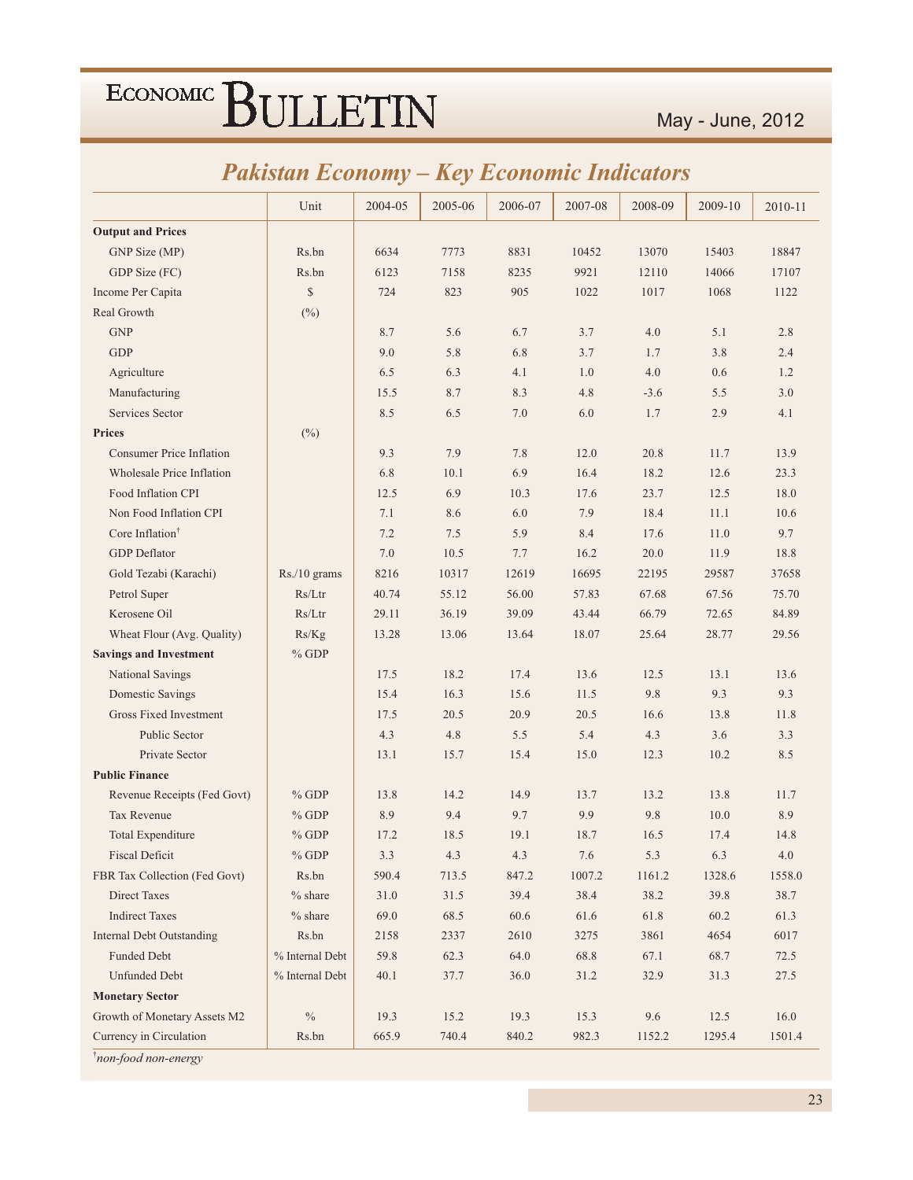## Pakistan Economy – Key Economic Indicators

| | Unit | 2004-05 | 2005-06 | 2006-07 | 2007-08 | 2008-09 | 2009-10 | 2010-11 |
|---|---|---|---|---|---|---|---|---|
| **Output and Prices** | | | | | | | | |
| GNP Size (MP) | Rs.bn | 6634 | 7773 | 8831 | 10452 | 13070 | 15403 | 18847 |
| GDP Size (FC) | Rs.bn | 6123 | 7158 | 8235 | 9921 | 12110 | 14066 | 17107 |
| Income Per Capita | $ | 724 | 823 | 905 | 1022 | 1017 | 1068 | 1122 |
| Real Growth | (%) | | | | | | | |
| GNP | | 8.7 | 5.6 | 6.7 | 3.7 | 4.0 | 5.1 | 2.8 |
| GDP | | 9.0 | 5.8 | 6.8 | 3.7 | 1.7 | 3.8 | 2.4 |
| Agriculture | | 6.5 | 6.3 | 4.1 | 1.0 | 4.0 | 0.6 | 1.2 |
| Manufacturing | | 15.5 | 8.7 | 8.3 | 4.8 | -3.6 | 5.5 | 3.0 |
| Services Sector | | 8.5 | 6.5 | 7.0 | 6.0 | 1.7 | 2.9 | 4.1 |
| **Prices** | (%) | | | | | | | |
| Consumer Price Inflation | | 9.3 | 7.9 | 7.8 | 12.0 | 20.8 | 11.7 | 13.9 |
| Wholesale Price Inflation | | 6.8 | 10.1 | 6.9 | 16.4 | 18.2 | 12.6 | 23.3 |
| Food Inflation CPI | | 12.5 | 6.9 | 10.3 | 17.6 | 23.7 | 12.5 | 18.0 |
| Non Food Inflation CPI | | 7.1 | 8.6 | 6.0 | 7.9 | 18.4 | 11.1 | 10.6 |
| Core Inflation† | | 7.2 | 7.5 | 5.9 | 8.4 | 17.6 | 11.0 | 9.7 |
| GDP Deflator | | 7.0 | 10.5 | 7.7 | 16.2 | 20.0 | 11.9 | 18.8 |
| Gold Tezabi (Karachi) | Rs./10 grams | 8216 | 10317 | 12619 | 16695 | 22195 | 29587 | 37658 |
| Petrol Super | Rs/Ltr | 40.74 | 55.12 | 56.00 | 57.83 | 67.68 | 67.56 | 75.70 |
| Kerosene Oil | Rs/Ltr | 29.11 | 36.19 | 39.09 | 43.44 | 66.79 | 72.65 | 84.89 |
| Wheat Flour (Avg. Quality) | Rs/Kg | 13.28 | 13.06 | 13.64 | 18.07 | 25.64 | 28.77 | 29.56 |
| **Savings and Investment** | % GDP | | | | | | | |
| National Savings | | 17.5 | 18.2 | 17.4 | 13.6 | 12.5 | 13.1 | 13.6 |
| Domestic Savings | | 15.4 | 16.3 | 15.6 | 11.5 | 9.8 | 9.3 | 9.3 |
| Gross Fixed Investment | | 17.5 | 20.5 | 20.9 | 20.5 | 16.6 | 13.8 | 11.8 |
| Public Sector | | 4.3 | 4.8 | 5.5 | 5.4 | 4.3 | 3.6 | 3.3 |
| Private Sector | | 13.1 | 15.7 | 15.4 | 15.0 | 12.3 | 10.2 | 8.5 |
| **Public Finance** | | | | | | | | |
| Revenue Receipts (Fed Govt) | % GDP | 13.8 | 14.2 | 14.9 | 13.7 | 13.2 | 13.8 | 11.7 |
| Tax Revenue | % GDP | 8.9 | 9.4 | 9.7 | 9.9 | 9.8 | 10.0 | 8.9 |
| Total Expenditure | % GDP | 17.2 | 18.5 | 19.1 | 18.7 | 16.5 | 17.4 | 14.8 |
| Fiscal Deficit | % GDP | 3.3 | 4.3 | 4.3 | 7.6 | 5.3 | 6.3 | 4.0 |
| FBR Tax Collection (Fed Govt) | Rs.bn | 590.4 | 713.5 | 847.2 | 1007.2 | 1161.2 | 1328.6 | 1558.0 |
| Direct Taxes | % share | 31.0 | 31.5 | 39.4 | 38.4 | 38.2 | 39.8 | 38.7 |
| Indirect Taxes | % share | 69.0 | 68.5 | 60.6 | 61.6 | 61.8 | 60.2 | 61.3 |
| Internal Debt Outstanding | Rs.bn | 2158 | 2337 | 2610 | 3275 | 3861 | 4654 | 6017 |
| Funded Debt | % Internal Debt | 59.8 | 62.3 | 64.0 | 68.8 | 67.1 | 68.7 | 72.5 |
| Unfunded Debt | % Internal Debt | 40.1 | 37.7 | 36.0 | 31.2 | 32.9 | 31.3 | 27.5 |
| **Monetary Sector** | | | | | | | | |
| Growth of Monetary Assets M2 | % | 19.3 | 15.2 | 19.3 | 15.3 | 9.6 | 12.5 | 16.0 |
| Currency in Circulation | Rs.bn | 665.9 | 740.4 | 840.2 | 982.3 | 1152.2 | 1295.4 | 1501.4 |

†*non-food non-energy*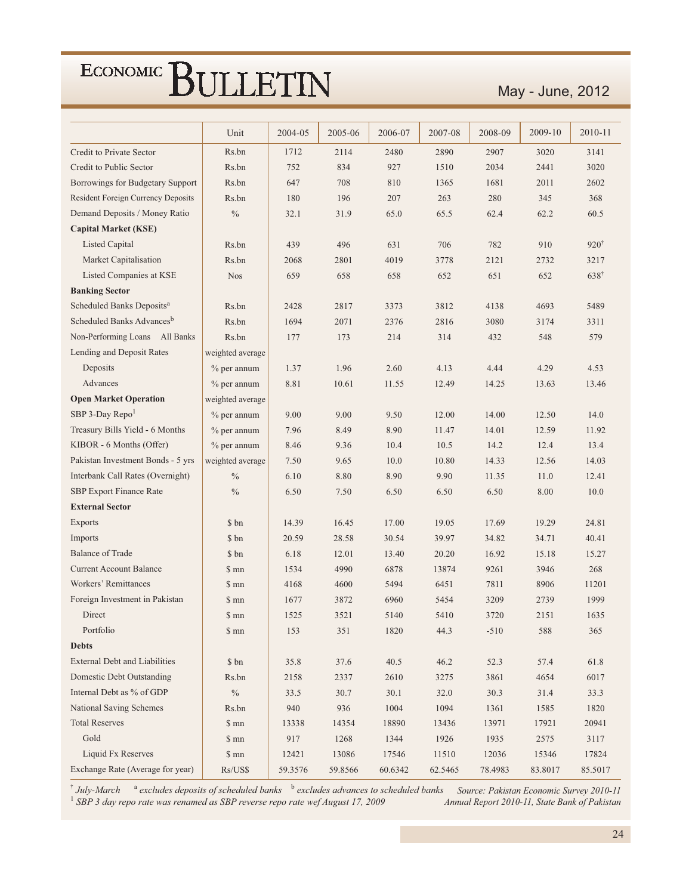| | Unit | 2004-05 | 2005-06 | 2006-07 | 2007-08 | 2008-09 | 2009-10 | 2010-11 |
|---|---|---|---|---|---|---|---|---|
| Credit to Private Sector | Rs.bn | 1712 | 2114 | 2480 | 2890 | 2907 | 3020 | 3141 |
| Credit to Public Sector | Rs.bn | 752 | 834 | 927 | 1510 | 2034 | 2441 | 3020 |
| Borrowings for Budgetary Support | Rs.bn | 647 | 708 | 810 | 1365 | 1681 | 2011 | 2602 |
| Resident Foreign Currency Deposits | Rs.bn | 180 | 196 | 207 | 263 | 280 | 345 | 368 |
| Demand Deposits / Money Ratio | % | 32.1 | 31.9 | 65.0 | 65.5 | 62.4 | 62.2 | 60.5 |
| **Capital Market (KSE)** | | | | | | | | |
| Listed Capital | Rs.bn | 439 | 496 | 631 | 706 | 782 | 910 | 920† |
| Market Capitalisation | Rs.bn | 2068 | 2801 | 4019 | 3778 | 2121 | 2732 | 3217 |
| Listed Companies at KSE | Nos | 659 | 658 | 658 | 652 | 651 | 652 | 638† |
| **Banking Sector** | | | | | | | | |
| Scheduled Banks Deposits[a] | Rs.bn | 2428 | 2817 | 3373 | 3812 | 4138 | 4693 | 5489 |
| Scheduled Banks Advances[b] | Rs.bn | 1694 | 2071 | 2376 | 2816 | 3080 | 3174 | 3311 |
| Non-Performing Loans All Banks | Rs.bn | 177 | 173 | 214 | 314 | 432 | 548 | 579 |
| Lending and Deposit Rates | weighted average | | | | | | | |
| Deposits | % per annum | 1.37 | 1.96 | 2.60 | 4.13 | 4.44 | 4.29 | 4.53 |
| Advances | % per annum | 8.81 | 10.61 | 11.55 | 12.49 | 14.25 | 13.63 | 13.46 |
| **Open Market Operation** | weighted average | | | | | | | |
| SBP 3-Day Repo[1] | % per annum | 9.00 | 9.00 | 9.50 | 12.00 | 14.00 | 12.50 | 14.0 |
| Treasury Bills Yield - 6 Months | % per annum | 7.96 | 8.49 | 8.90 | 11.47 | 14.01 | 12.59 | 11.92 |
| KIBOR - 6 Months (Offer) | % per annum | 8.46 | 9.36 | 10.4 | 10.5 | 14.2 | 12.4 | 13.4 |
| Pakistan Investment Bonds - 5 yrs | weighted average | 7.50 | 9.65 | 10.0 | 10.80 | 14.33 | 12.56 | 14.03 |
| Interbank Call Rates (Overnight) | % | 6.10 | 8.80 | 8.90 | 9.90 | 11.35 | 11.0 | 12.41 |
| SBP Export Finance Rate | % | 6.50 | 7.50 | 6.50 | 6.50 | 6.50 | 8.00 | 10.0 |
| **External Sector** | | | | | | | | |
| Exports | $ bn | 14.39 | 16.45 | 17.00 | 19.05 | 17.69 | 19.29 | 24.81 |
| Imports | $ bn | 20.59 | 28.58 | 30.54 | 39.97 | 34.82 | 34.71 | 40.41 |
| Balance of Trade | $ bn | 6.18 | 12.01 | 13.40 | 20.20 | 16.92 | 15.18 | 15.27 |
| Current Account Balance | $ mn | 1534 | 4990 | 6878 | 13874 | 9261 | 3946 | 268 |
| Workers' Remittances | $ mn | 4168 | 4600 | 5494 | 6451 | 7811 | 8906 | 11201 |
| Foreign Investment in Pakistan | $ mn | 1677 | 3872 | 6960 | 5454 | 3209 | 2739 | 1999 |
| Direct | $ mn | 1525 | 3521 | 5140 | 5410 | 3720 | 2151 | 1635 |
| Portfolio | $ mn | 153 | 351 | 1820 | 44.3 | -510 | 588 | 365 |
| **Debts** | | | | | | | | |
| External Debt and Liabilities | $ bn | 35.8 | 37.6 | 40.5 | 46.2 | 52.3 | 57.4 | 61.8 |
| Domestic Debt Outstanding | Rs.bn | 2158 | 2337 | 2610 | 3275 | 3861 | 4654 | 6017 |
| Internal Debt as % of GDP | % | 33.5 | 30.7 | 30.1 | 32.0 | 30.3 | 31.4 | 33.3 |
| National Saving Schemes | Rs.bn | 940 | 936 | 1004 | 1094 | 1361 | 1585 | 1820 |
| Total Reserves | $ mn | 13338 | 14354 | 18890 | 13436 | 13971 | 17921 | 20941 |
| Gold | $ mn | 917 | 1268 | 1344 | 1926 | 1935 | 2575 | 3117 |
| Liquid Fx Reserves | $ mn | 12421 | 13086 | 17546 | 11510 | 12036 | 15346 | 17824 |
| Exchange Rate (Average for year) | Rs/US$ | 59.3576 | 59.8566 | 60.6342 | 62.5465 | 78.4983 | 83.8017 | 85.5017 |

† *July-March* [a] *excludes deposits of scheduled banks* [b] *excludes advances to scheduled banks* *Source: Pakistan Economic Survey 2010-11*

[1] *SBP 3 day repo rate was renamed as SBP reverse repo rate wef August 17, 2009* *Annual Report 2010-11, State Bank of Pakistan*